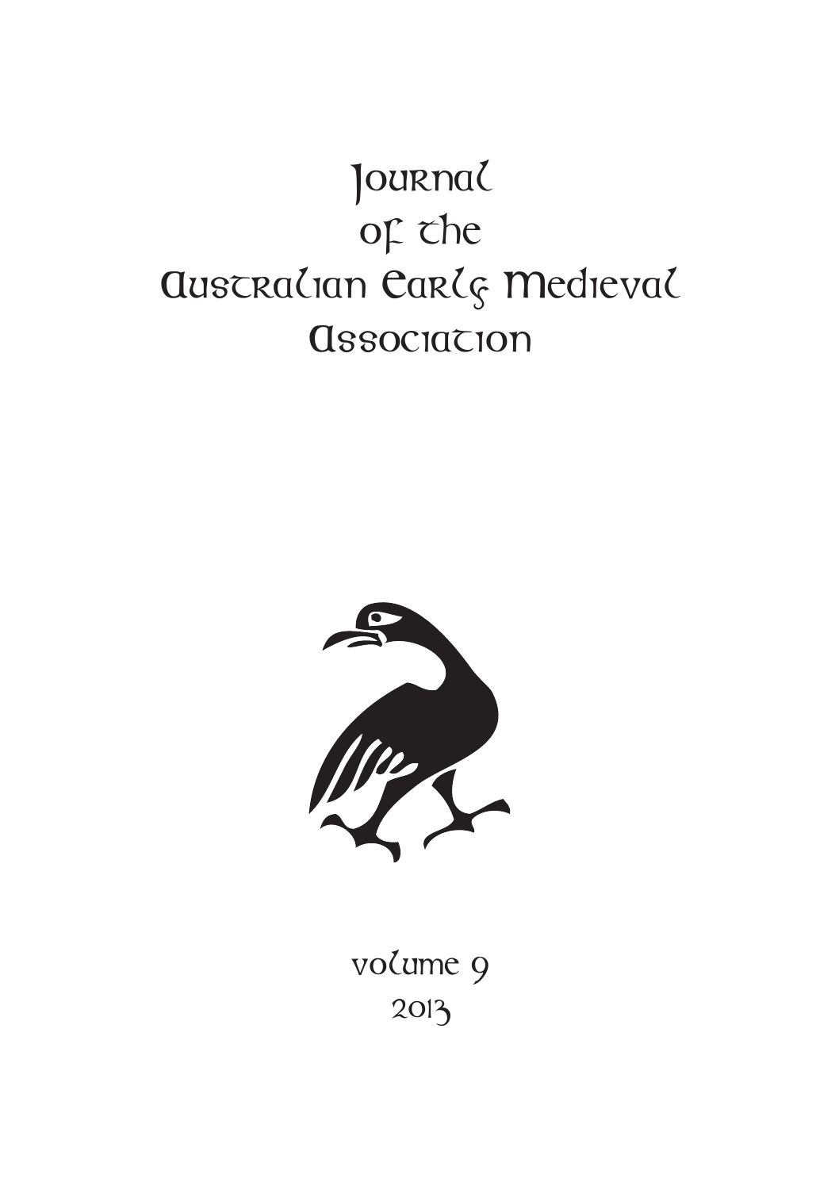# Journal of the Australian Early Medieval Association

volume 9

2013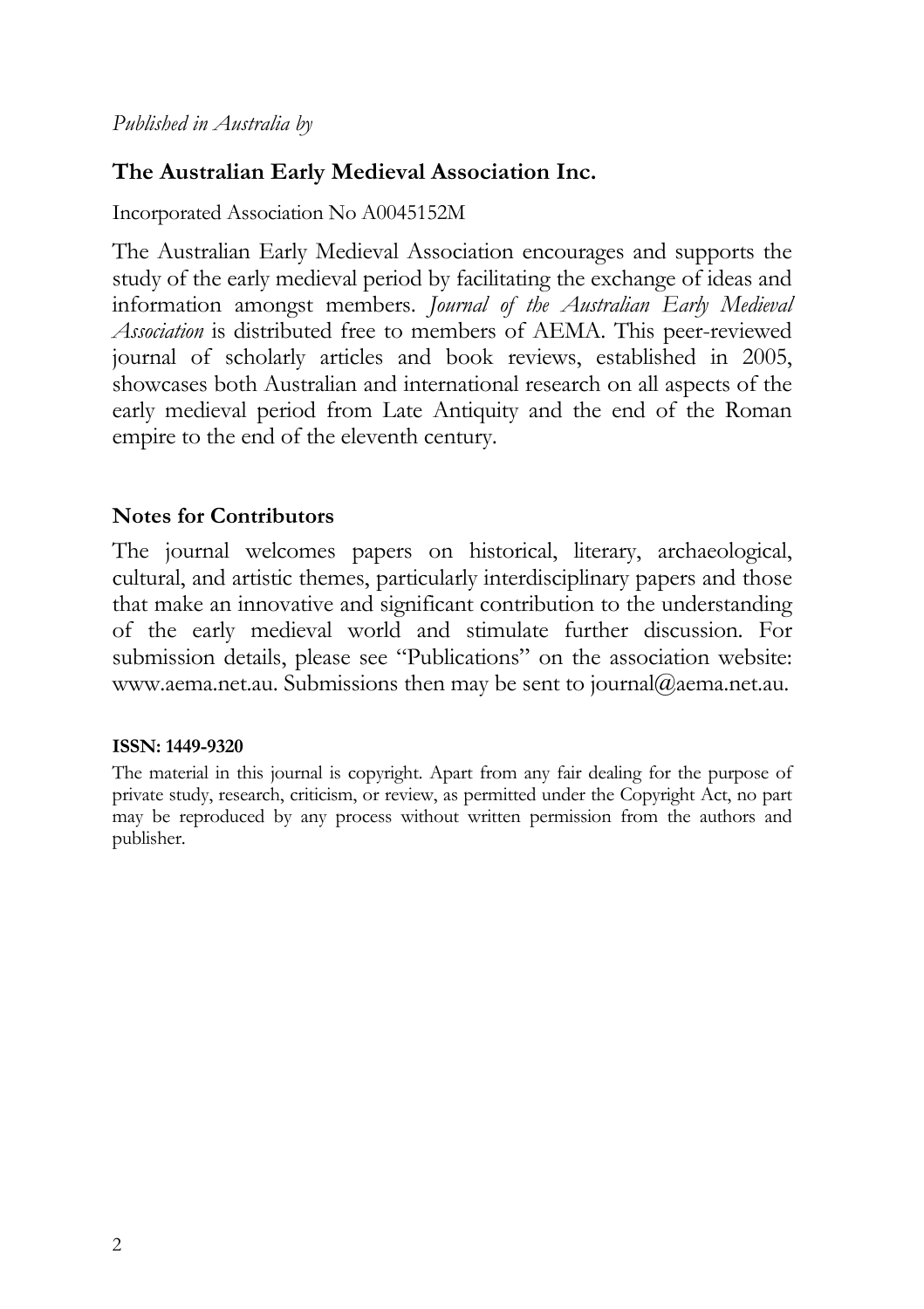*Published in Australia by*

## The Australian Early Medieval Association Inc.

Incorporated Association No A0045152M

The Australian Early Medieval Association encourages and supports the study of the early medieval period by facilitating the exchange of ideas and information amongst members. *Journal of the Australian Early Medieval Association* is distributed free to members of AEMA. This peer-reviewed journal of scholarly articles and book reviews, established in 2005, showcases both Australian and international research on all aspects of the early medieval period from Late Antiquity and the end of the Roman empire to the end of the eleventh century.

### Notes for Contributors

The journal welcomes papers on historical, literary, archaeological, cultural, and artistic themes, particularly interdisciplinary papers and those that make an innovative and significant contribution to the understanding of the early medieval world and stimulate further discussion. For submission details, please see "Publications" on the association website: www.aema.net.au. Submissions then may be sent to journal@aema.net.au.

**ISSN: 1449-9320**

The material in this journal is copyright. Apart from any fair dealing for the purpose of private study, research, criticism, or review, as permitted under the Copyright Act, no part may be reproduced by any process without written permission from the authors and publisher.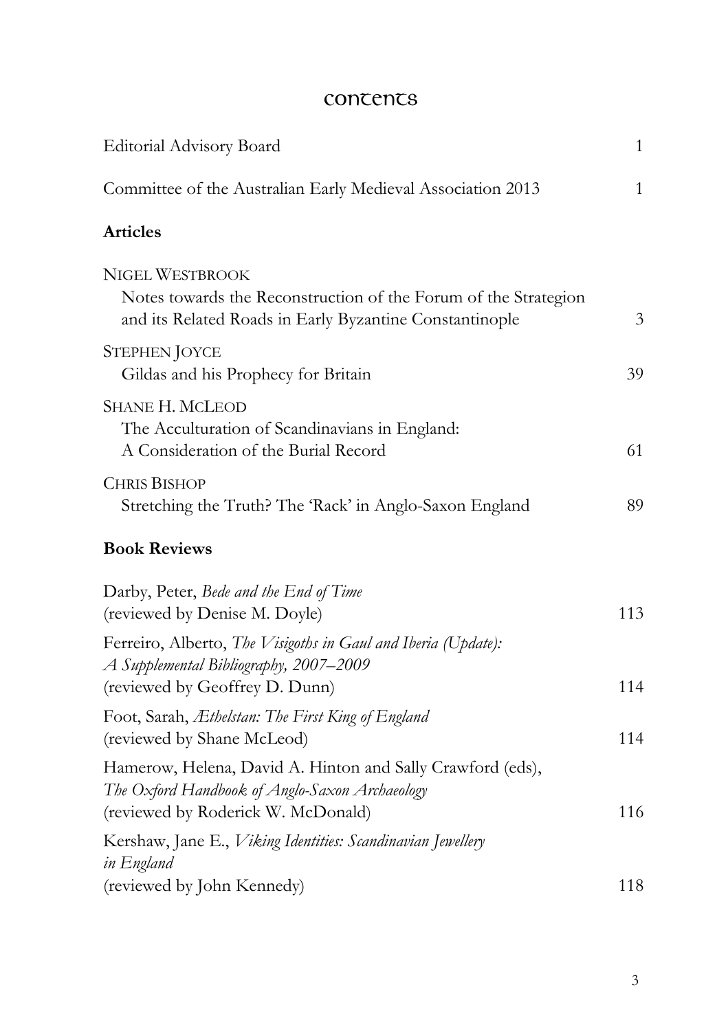# Contents

| | |
|---|---|
| Editorial Advisory Board | 1 |
| Committee of the Australian Early Medieval Association 2013 | 1 |

## Articles

| | |
|---|---|
| NIGEL WESTBROOK<br>Notes towards the Reconstruction of the Forum of the Strategion and its Related Roads in Early Byzantine Constantinople | 3 |
| STEPHEN JOYCE<br>Gildas and his Prophecy for Britain | 39 |
| SHANE H. MCLEOD<br>The Acculturation of Scandinavians in England: A Consideration of the Burial Record | 61 |
| CHRIS BISHOP<br>Stretching the Truth? The 'Rack' in Anglo-Saxon England | 89 |

## Book Reviews

| | |
|---|---|
| Darby, Peter, *Bede and the End of Time*<br>(reviewed by Denise M. Doyle) | 113 |
| Ferreiro, Alberto, *The Visigoths in Gaul and Iberia (Update): A Supplemental Bibliography, 2007–2009*<br>(reviewed by Geoffrey D. Dunn) | 114 |
| Foot, Sarah, *Æthelstan: The First King of England*<br>(reviewed by Shane McLeod) | 114 |
| Hamerow, Helena, David A. Hinton and Sally Crawford (eds), *The Oxford Handbook of Anglo-Saxon Archaeology*<br>(reviewed by Roderick W. McDonald) | 116 |
| Kershaw, Jane E., *Viking Identities: Scandinavian Jewellery in England*<br>(reviewed by John Kennedy) | 118 |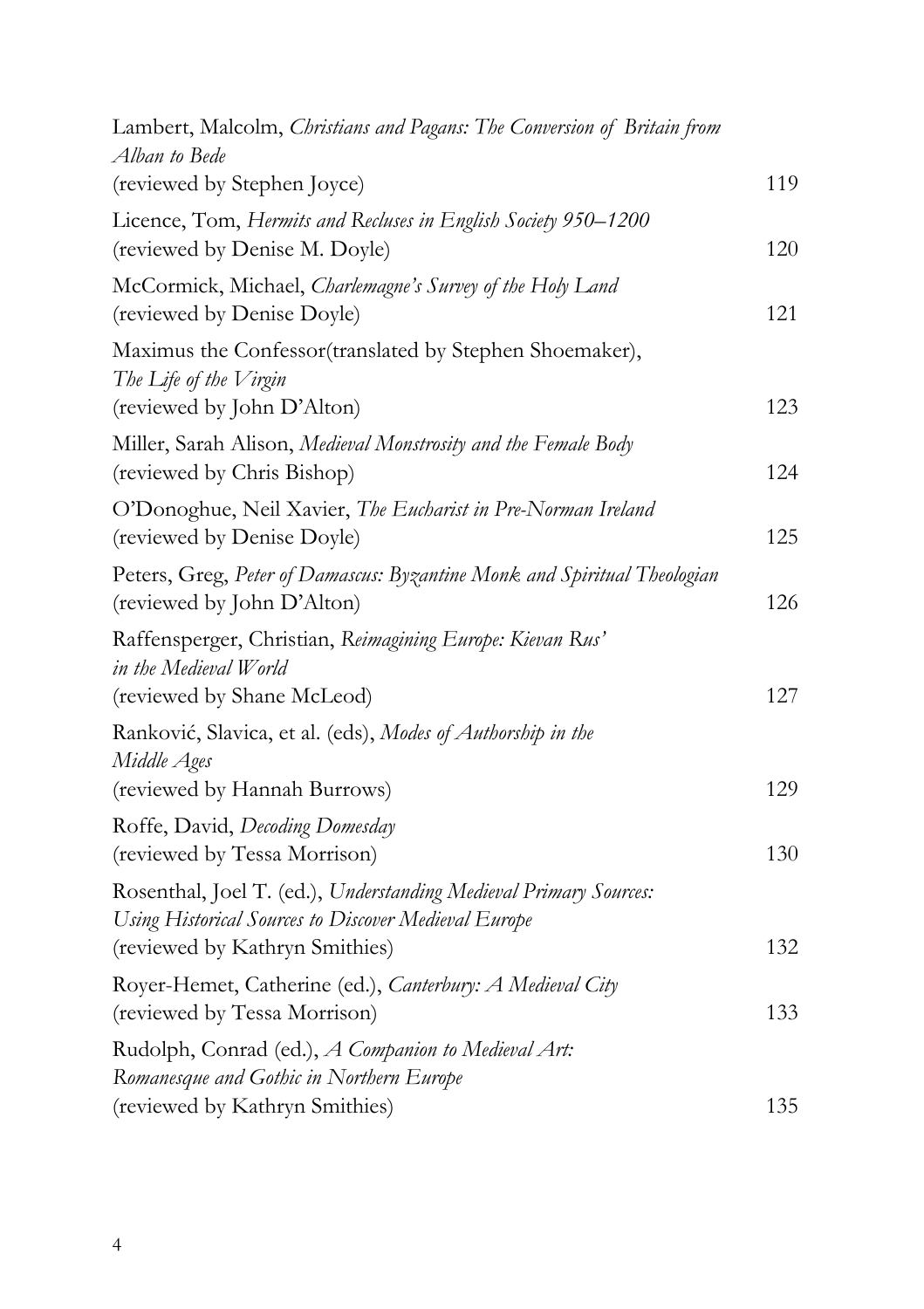Lambert, Malcolm, *Christians and Pagans: The Conversion of Britain from Alban to Bede*
(reviewed by Stephen Joyce) 119

Licence, Tom, *Hermits and Recluses in English Society 950–1200*
(reviewed by Denise M. Doyle) 120

McCormick, Michael, *Charlemagne's Survey of the Holy Land*
(reviewed by Denise Doyle) 121

Maximus the Confessor(translated by Stephen Shoemaker), *The Life of the Virgin*
(reviewed by John D'Alton) 123

Miller, Sarah Alison, *Medieval Monstrosity and the Female Body*
(reviewed by Chris Bishop) 124

O'Donoghue, Neil Xavier, *The Eucharist in Pre-Norman Ireland*
(reviewed by Denise Doyle) 125

Peters, Greg, *Peter of Damascus: Byzantine Monk and Spiritual Theologian*
(reviewed by John D'Alton) 126

Raffensperger, Christian, *Reimagining Europe: Kievan Rus' in the Medieval World*
(reviewed by Shane McLeod) 127

Ranković, Slavica, et al. (eds), *Modes of Authorship in the Middle Ages*
(reviewed by Hannah Burrows) 129

Roffe, David, *Decoding Domesday*
(reviewed by Tessa Morrison) 130

Rosenthal, Joel T. (ed.), *Understanding Medieval Primary Sources: Using Historical Sources to Discover Medieval Europe*
(reviewed by Kathryn Smithies) 132

Royer-Hemet, Catherine (ed.), *Canterbury: A Medieval City*
(reviewed by Tessa Morrison) 133

Rudolph, Conrad (ed.), *A Companion to Medieval Art: Romanesque and Gothic in Northern Europe*
(reviewed by Kathryn Smithies) 135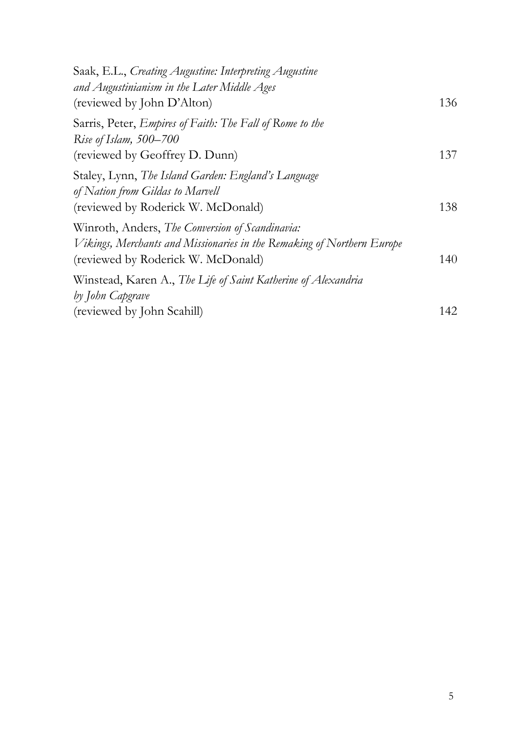Saak, E.L., *Creating Augustine: Interpreting Augustine and Augustinianism in the Later Middle Ages* (reviewed by John D'Alton) 136

Sarris, Peter, *Empires of Faith: The Fall of Rome to the Rise of Islam, 500–700* (reviewed by Geoffrey D. Dunn) 137

Staley, Lynn, *The Island Garden: England's Language of Nation from Gildas to Marvell* (reviewed by Roderick W. McDonald) 138

Winroth, Anders, *The Conversion of Scandinavia: Vikings, Merchants and Missionaries in the Remaking of Northern Europe* (reviewed by Roderick W. McDonald) 140

Winstead, Karen A., *The Life of Saint Katherine of Alexandria by John Capgrave* (reviewed by John Scahill) 142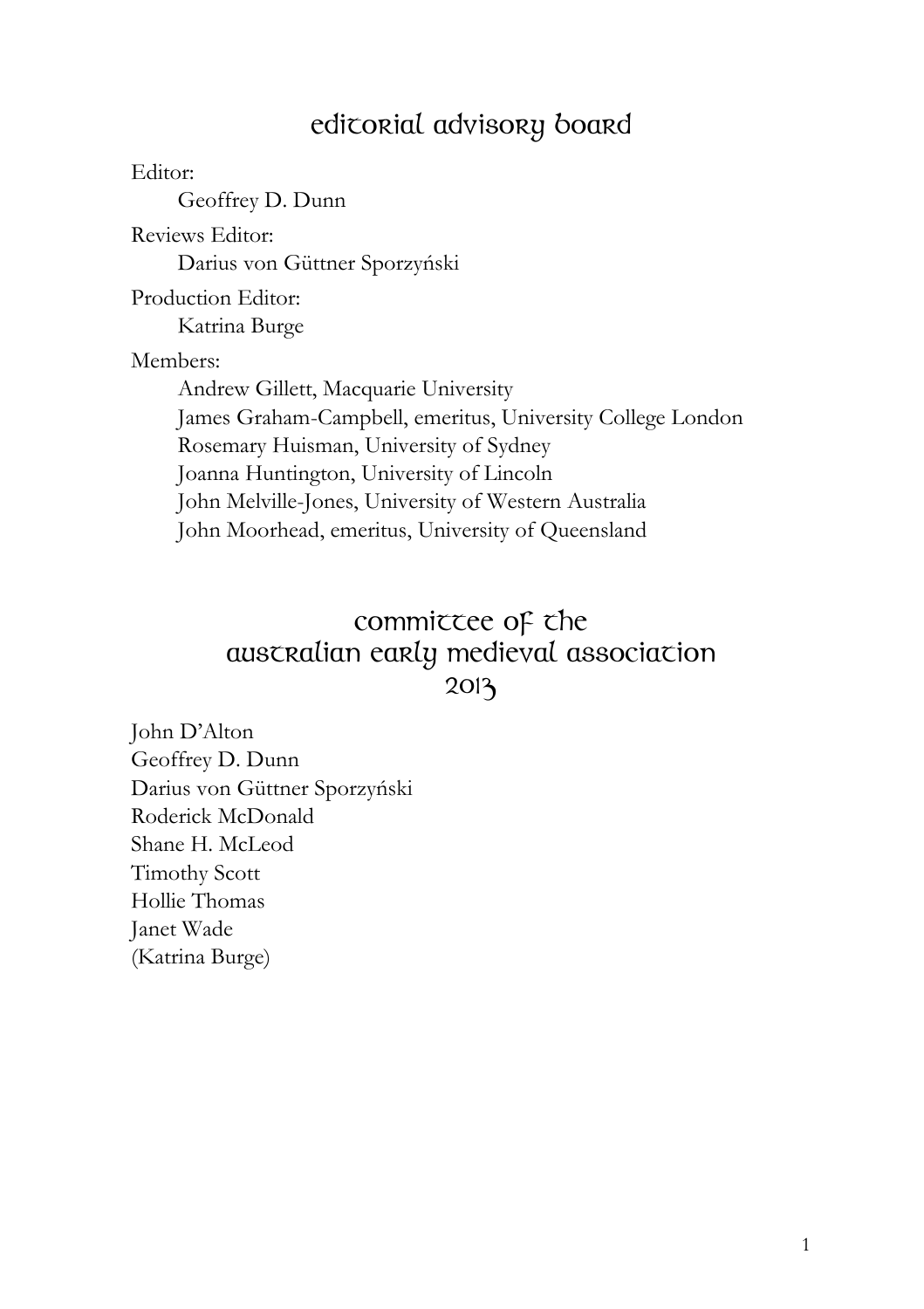## editorial advisory board

Editor:

Geoffrey D. Dunn

Reviews Editor:

Darius von Güttner Sporzyński

Production Editor:

Katrina Burge

Members:

Andrew Gillett, Macquarie University
James Graham-Campbell, emeritus, University College London
Rosemary Huisman, University of Sydney
Joanna Huntington, University of Lincoln
John Melville-Jones, University of Western Australia
John Moorhead, emeritus, University of Queensland

## committee of the australian early medieval association 2013

John D'Alton
Geoffrey D. Dunn
Darius von Güttner Sporzyński
Roderick McDonald
Shane H. McLeod
Timothy Scott
Hollie Thomas
Janet Wade
(Katrina Burge)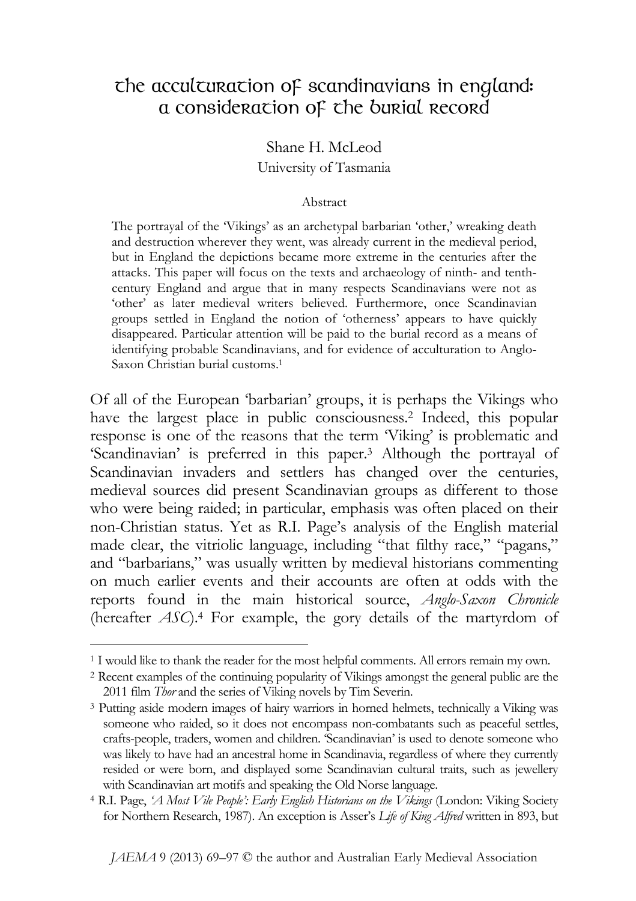# the acculturation of scandinavians in england: a consideration of the burial record

Shane H. McLeod
University of Tasmania

Abstract

The portrayal of the 'Vikings' as an archetypal barbarian 'other,' wreaking death and destruction wherever they went, was already current in the medieval period, but in England the depictions became more extreme in the centuries after the attacks. This paper will focus on the texts and archaeology of ninth- and tenth-century England and argue that in many respects Scandinavians were not as 'other' as later medieval writers believed. Furthermore, once Scandinavian groups settled in England the notion of 'otherness' appears to have quickly disappeared. Particular attention will be paid to the burial record as a means of identifying probable Scandinavians, and for evidence of acculturation to Anglo-Saxon Christian burial customs.[1]

Of all of the European 'barbarian' groups, it is perhaps the Vikings who have the largest place in public consciousness.[2] Indeed, this popular response is one of the reasons that the term 'Viking' is problematic and 'Scandinavian' is preferred in this paper.[3] Although the portrayal of Scandinavian invaders and settlers has changed over the centuries, medieval sources did present Scandinavian groups as different to those who were being raided; in particular, emphasis was often placed on their non-Christian status. Yet as R.I. Page's analysis of the English material made clear, the vitriolic language, including "that filthy race," "pagans," and "barbarians," was usually written by medieval historians commenting on much earlier events and their accounts are often at odds with the reports found in the main historical source, *Anglo-Saxon Chronicle* (hereafter *ASC*).[4] For example, the gory details of the martyrdom of

---

[1] I would like to thank the reader for the most helpful comments. All errors remain my own.

[2] Recent examples of the continuing popularity of Vikings amongst the general public are the 2011 film *Thor* and the series of Viking novels by Tim Severin.

[3] Putting aside modern images of hairy warriors in horned helmets, technically a Viking was someone who raided, so it does not encompass non-combatants such as peaceful settles, crafts-people, traders, women and children. 'Scandinavian' is used to denote someone who was likely to have had an ancestral home in Scandinavia, regardless of where they currently resided or were born, and displayed some Scandinavian cultural traits, such as jewellery with Scandinavian art motifs and speaking the Old Norse language.

[4] R.I. Page, *'A Most Vile People': Early English Historians on the Vikings* (London: Viking Society for Northern Research, 1987). An exception is Asser's *Life of King Alfred* written in 893, but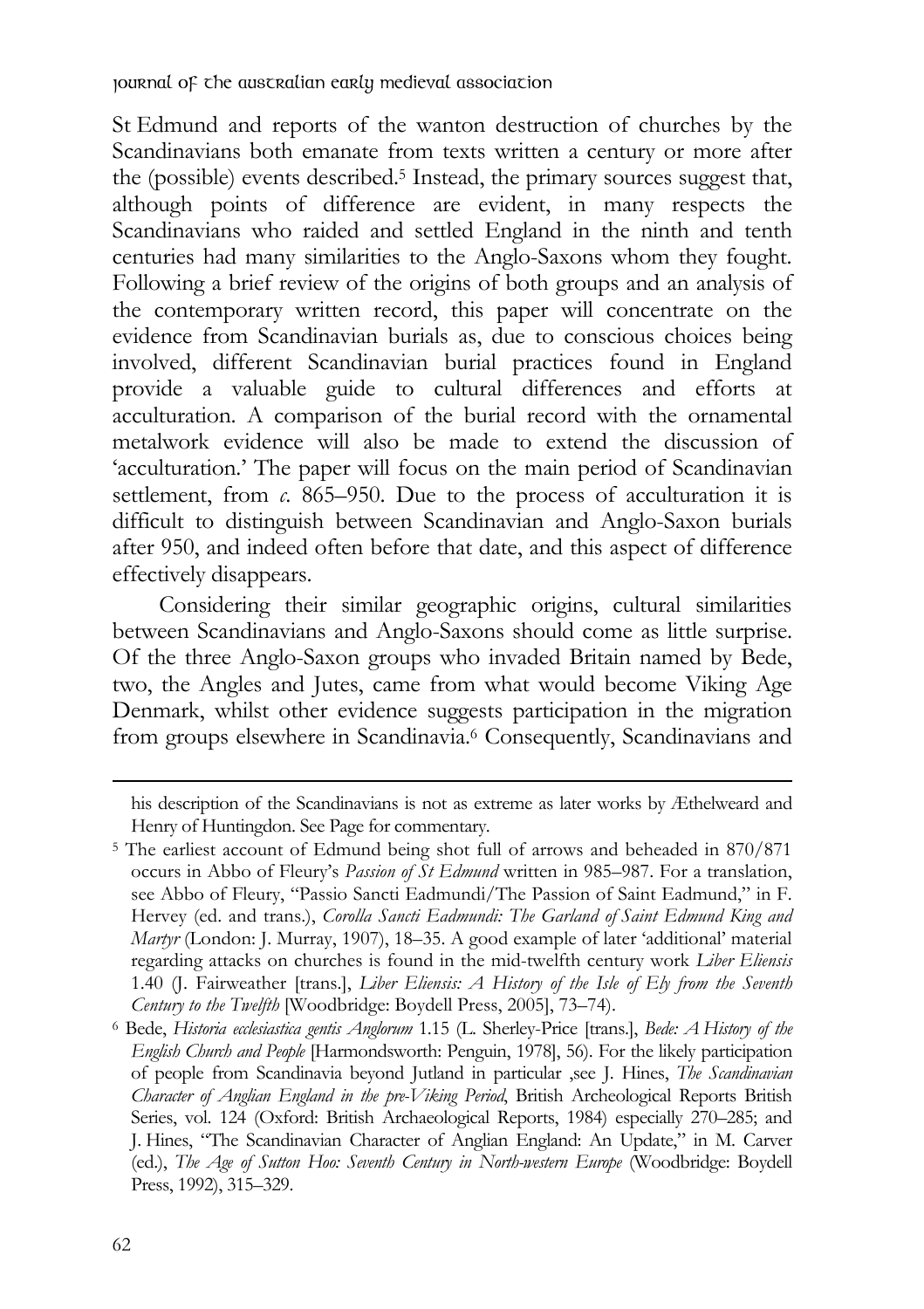St Edmund and reports of the wanton destruction of churches by the Scandinavians both emanate from texts written a century or more after the (possible) events described.[5] Instead, the primary sources suggest that, although points of difference are evident, in many respects the Scandinavians who raided and settled England in the ninth and tenth centuries had many similarities to the Anglo-Saxons whom they fought. Following a brief review of the origins of both groups and an analysis of the contemporary written record, this paper will concentrate on the evidence from Scandinavian burials as, due to conscious choices being involved, different Scandinavian burial practices found in England provide a valuable guide to cultural differences and efforts at acculturation. A comparison of the burial record with the ornamental metalwork evidence will also be made to extend the discussion of 'acculturation.' The paper will focus on the main period of Scandinavian settlement, from *c.* 865–950. Due to the process of acculturation it is difficult to distinguish between Scandinavian and Anglo-Saxon burials after 950, and indeed often before that date, and this aspect of difference effectively disappears.

Considering their similar geographic origins, cultural similarities between Scandinavians and Anglo-Saxons should come as little surprise. Of the three Anglo-Saxon groups who invaded Britain named by Bede, two, the Angles and Jutes, came from what would become Viking Age Denmark, whilst other evidence suggests participation in the migration from groups elsewhere in Scandinavia.[6] Consequently, Scandinavians and

---

his description of the Scandinavians is not as extreme as later works by Æthelweard and Henry of Huntingdon. See Page for commentary.

[5] The earliest account of Edmund being shot full of arrows and beheaded in 870/871 occurs in Abbo of Fleury's *Passion of St Edmund* written in 985–987. For a translation, see Abbo of Fleury, "Passio Sancti Eadmundi/The Passion of Saint Eadmund," in F. Hervey (ed. and trans.), *Corolla Sancti Eadmundi: The Garland of Saint Edmund King and Martyr* (London: J. Murray, 1907), 18–35. A good example of later 'additional' material regarding attacks on churches is found in the mid-twelfth century work *Liber Eliensis* 1.40 (J. Fairweather [trans.], *Liber Eliensis: A History of the Isle of Ely from the Seventh Century to the Twelfth* [Woodbridge: Boydell Press, 2005], 73–74).

[6] Bede, *Historia ecclesiastica gentis Anglorum* 1.15 (L. Sherley-Price [trans.], *Bede: A History of the English Church and People* [Harmondsworth: Penguin, 1978], 56). For the likely participation of people from Scandinavia beyond Jutland in particular ,see J. Hines, *The Scandinavian Character of Anglian England in the pre-Viking Period*, British Archeological Reports British Series, vol. 124 (Oxford: British Archaeological Reports, 1984) especially 270–285; and J. Hines, "The Scandinavian Character of Anglian England: An Update," in M. Carver (ed.), *The Age of Sutton Hoo: Seventh Century in North-western Europe* (Woodbridge: Boydell Press, 1992), 315–329.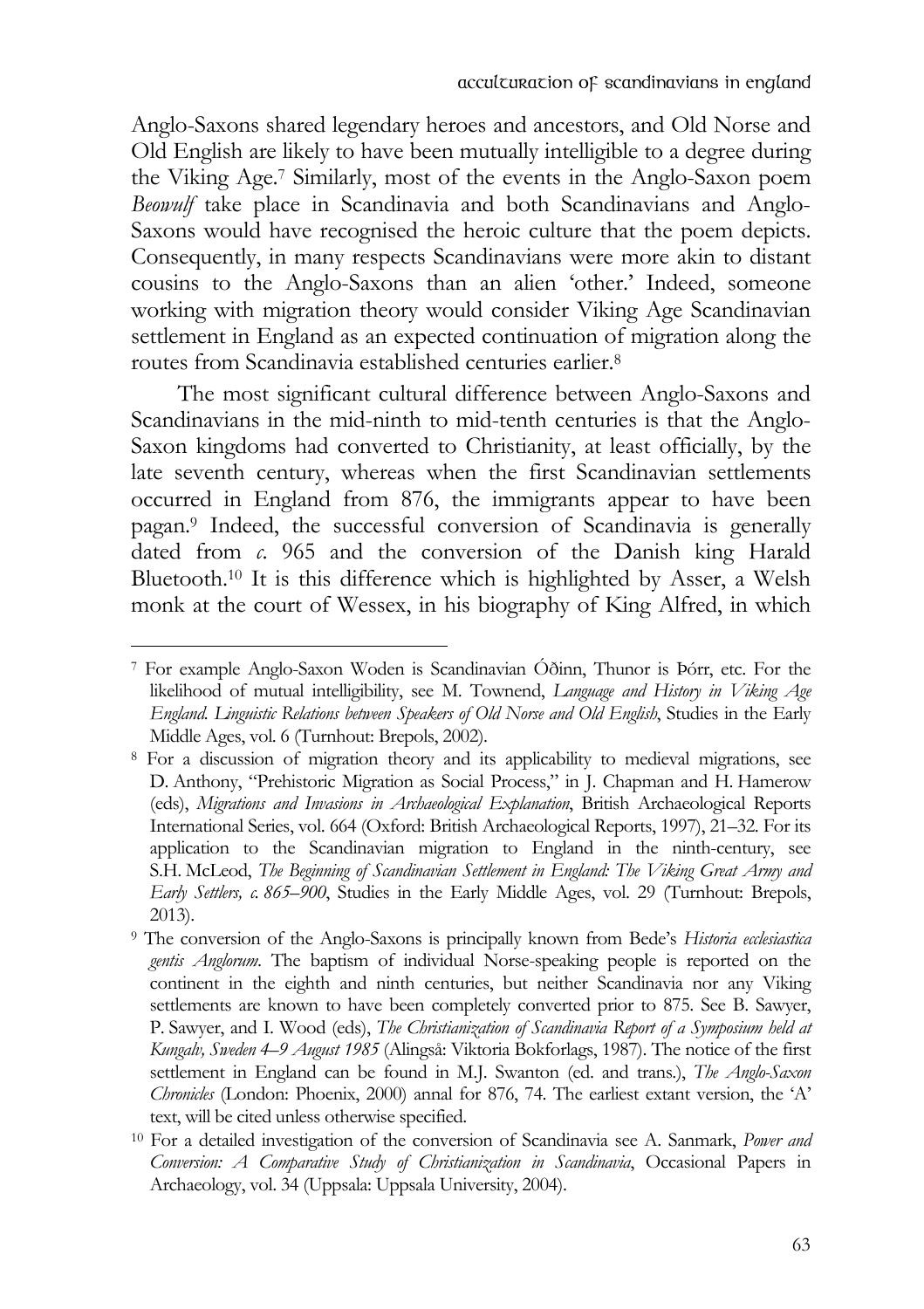Anglo-Saxons shared legendary heroes and ancestors, and Old Norse and Old English are likely to have been mutually intelligible to a degree during the Viking Age.[7] Similarly, most of the events in the Anglo-Saxon poem *Beowulf* take place in Scandinavia and both Scandinavians and Anglo-Saxons would have recognised the heroic culture that the poem depicts. Consequently, in many respects Scandinavians were more akin to distant cousins to the Anglo-Saxons than an alien 'other.' Indeed, someone working with migration theory would consider Viking Age Scandinavian settlement in England as an expected continuation of migration along the routes from Scandinavia established centuries earlier.[8]

The most significant cultural difference between Anglo-Saxons and Scandinavians in the mid-ninth to mid-tenth centuries is that the Anglo-Saxon kingdoms had converted to Christianity, at least officially, by the late seventh century, whereas when the first Scandinavian settlements occurred in England from 876, the immigrants appear to have been pagan.[9] Indeed, the successful conversion of Scandinavia is generally dated from *c.* 965 and the conversion of the Danish king Harald Bluetooth.[10] It is this difference which is highlighted by Asser, a Welsh monk at the court of Wessex, in his biography of King Alfred, in which

---

[7] For example Anglo-Saxon Woden is Scandinavian Óðinn, Thunor is Þórr, etc. For the likelihood of mutual intelligibility, see M. Townend, *Language and History in Viking Age England. Linguistic Relations between Speakers of Old Norse and Old English*, Studies in the Early Middle Ages, vol. 6 (Turnhout: Brepols, 2002).

[8] For a discussion of migration theory and its applicability to medieval migrations, see D. Anthony, "Prehistoric Migration as Social Process," in J. Chapman and H. Hamerow (eds), *Migrations and Invasions in Archaeological Explanation*, British Archaeological Reports International Series, vol. 664 (Oxford: British Archaeological Reports, 1997), 21–32. For its application to the Scandinavian migration to England in the ninth-century, see S.H. McLeod, *The Beginning of Scandinavian Settlement in England: The Viking Great Army and Early Settlers, c. 865–900*, Studies in the Early Middle Ages, vol. 29 (Turnhout: Brepols, 2013).

[9] The conversion of the Anglo-Saxons is principally known from Bede's *Historia ecclesiastica gentis Anglorum*. The baptism of individual Norse-speaking people is reported on the continent in the eighth and ninth centuries, but neither Scandinavia nor any Viking settlements are known to have been completely converted prior to 875. See B. Sawyer, P. Sawyer, and I. Wood (eds), *The Christianization of Scandinavia Report of a Symposium held at Kungalv, Sweden 4–9 August 1985* (Alingså: Viktoria Bokforlags, 1987). The notice of the first settlement in England can be found in M.J. Swanton (ed. and trans.), *The Anglo-Saxon Chronicles* (London: Phoenix, 2000) annal for 876, 74. The earliest extant version, the 'A' text, will be cited unless otherwise specified.

[10] For a detailed investigation of the conversion of Scandinavia see A. Sanmark, *Power and Conversion: A Comparative Study of Christianization in Scandinavia*, Occasional Papers in Archaeology, vol. 34 (Uppsala: Uppsala University, 2004).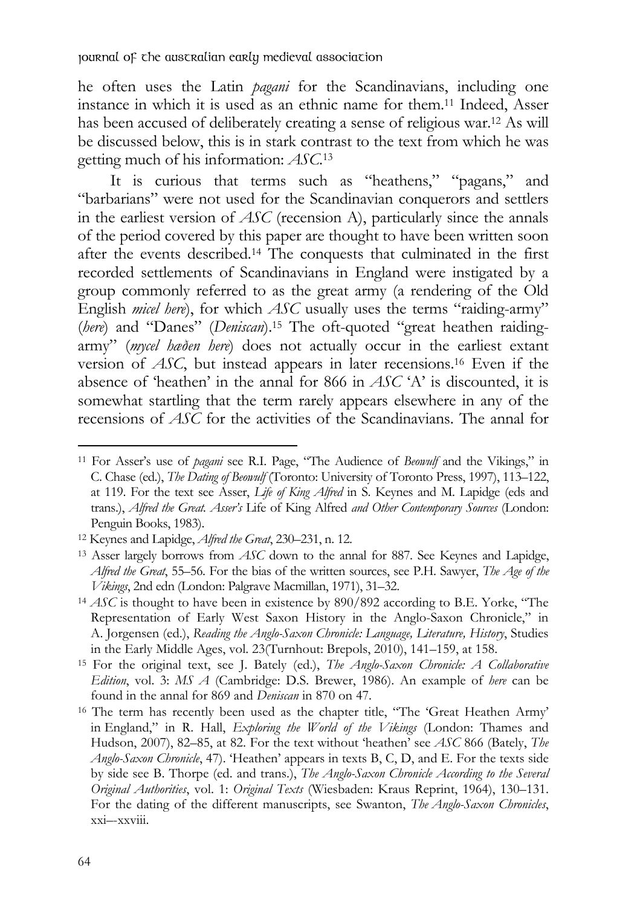he often uses the Latin *pagani* for the Scandinavians, including one instance in which it is used as an ethnic name for them.[11] Indeed, Asser has been accused of deliberately creating a sense of religious war.[12] As will be discussed below, this is in stark contrast to the text from which he was getting much of his information: *ASC*.[13]

It is curious that terms such as "heathens," "pagans," and "barbarians" were not used for the Scandinavian conquerors and settlers in the earliest version of *ASC* (recension A), particularly since the annals of the period covered by this paper are thought to have been written soon after the events described.[14] The conquests that culminated in the first recorded settlements of Scandinavians in England were instigated by a group commonly referred to as the great army (a rendering of the Old English *micel here*), for which *ASC* usually uses the terms "raiding-army" (*here*) and "Danes" (*Deniscan*).[15] The oft-quoted "great heathen raiding-army" (*mycel hæðen here*) does not actually occur in the earliest extant version of *ASC*, but instead appears in later recensions.[16] Even if the absence of 'heathen' in the annal for 866 in *ASC* 'A' is discounted, it is somewhat startling that the term rarely appears elsewhere in any of the recensions of *ASC* for the activities of the Scandinavians. The annal for

---

[11] For Asser's use of *pagani* see R.I. Page, "The Audience of *Beowulf* and the Vikings," in C. Chase (ed.), *The Dating of Beowulf* (Toronto: University of Toronto Press, 1997), 113–122, at 119. For the text see Asser, *Life of King Alfred* in S. Keynes and M. Lapidge (eds and trans.), *Alfred the Great. Asser's* Life of King Alfred *and Other Contemporary Sources* (London: Penguin Books, 1983).

[12] Keynes and Lapidge, *Alfred the Great*, 230–231, n. 12.

[13] Asser largely borrows from *ASC* down to the annal for 887. See Keynes and Lapidge, *Alfred the Great*, 55–56. For the bias of the written sources, see P.H. Sawyer, *The Age of the Vikings*, 2nd edn (London: Palgrave Macmillan, 1971), 31–32.

[14] *ASC* is thought to have been in existence by 890/892 according to B.E. Yorke, "The Representation of Early West Saxon History in the Anglo-Saxon Chronicle," in A. Jorgensen (ed.), *Reading the Anglo-Saxon Chronicle: Language, Literature, History*, Studies in the Early Middle Ages, vol. 23(Turnhout: Brepols, 2010), 141–159, at 158.

[15] For the original text, see J. Bately (ed.), *The Anglo-Saxon Chronicle: A Collaborative Edition*, vol. 3: *MS A* (Cambridge: D.S. Brewer, 1986). An example of *here* can be found in the annal for 869 and *Deniscan* in 870 on 47.

[16] The term has recently been used as the chapter title, "The 'Great Heathen Army' in England," in R. Hall, *Exploring the World of the Vikings* (London: Thames and Hudson, 2007), 82–85, at 82. For the text without 'heathen' see *ASC* 866 (Bately, *The Anglo-Saxon Chronicle*, 47). 'Heathen' appears in texts B, C, D, and E. For the texts side by side see B. Thorpe (ed. and trans.), *The Anglo-Saxon Chronicle According to the Several Original Authorities*, vol. 1: *Original Texts* (Wiesbaden: Kraus Reprint, 1964), 130–131. For the dating of the different manuscripts, see Swanton, *The Anglo-Saxon Chronicles*, xxi–-xxviii.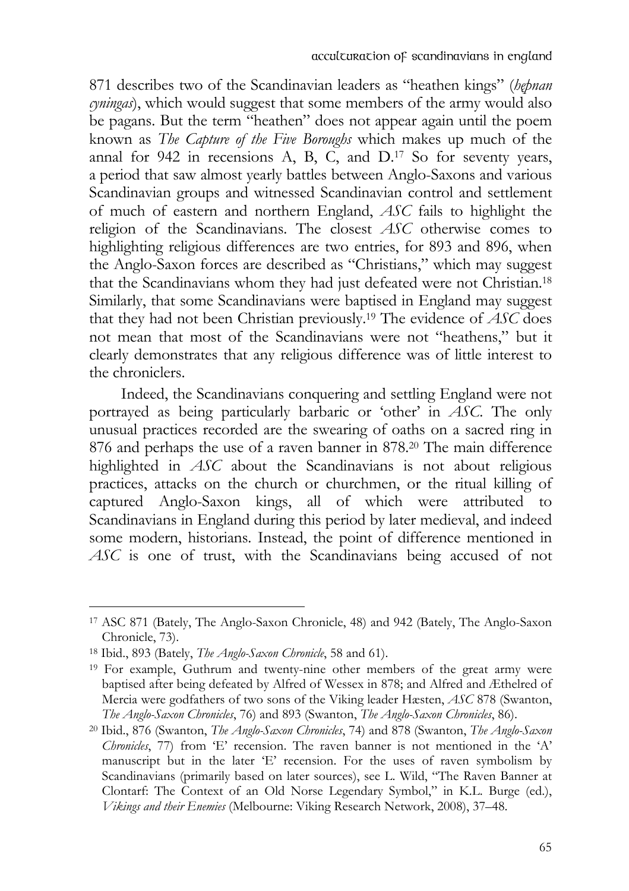871 describes two of the Scandinavian leaders as "heathen kings" (*hæþnan cyningas*), which would suggest that some members of the army would also be pagans. But the term "heathen" does not appear again until the poem known as *The Capture of the Five Boroughs* which makes up much of the annal for 942 in recensions A, B, C, and D.[17] So for seventy years, a period that saw almost yearly battles between Anglo-Saxons and various Scandinavian groups and witnessed Scandinavian control and settlement of much of eastern and northern England, *ASC* fails to highlight the religion of the Scandinavians. The closest *ASC* otherwise comes to highlighting religious differences are two entries, for 893 and 896, when the Anglo-Saxon forces are described as "Christians," which may suggest that the Scandinavians whom they had just defeated were not Christian.[18] Similarly, that some Scandinavians were baptised in England may suggest that they had not been Christian previously.[19] The evidence of *ASC* does not mean that most of the Scandinavians were not "heathens," but it clearly demonstrates that any religious difference was of little interest to the chroniclers.

Indeed, the Scandinavians conquering and settling England were not portrayed as being particularly barbaric or 'other' in *ASC*. The only unusual practices recorded are the swearing of oaths on a sacred ring in 876 and perhaps the use of a raven banner in 878.[20] The main difference highlighted in *ASC* about the Scandinavians is not about religious practices, attacks on the church or churchmen, or the ritual killing of captured Anglo-Saxon kings, all of which were attributed to Scandinavians in England during this period by later medieval, and indeed some modern, historians. Instead, the point of difference mentioned in *ASC* is one of trust, with the Scandinavians being accused of not

---

[17] ASC 871 (Bately, The Anglo-Saxon Chronicle, 48) and 942 (Bately, The Anglo-Saxon Chronicle, 73).

[18] Ibid., 893 (Bately, *The Anglo-Saxon Chronicle*, 58 and 61).

[19] For example, Guthrum and twenty-nine other members of the great army were baptised after being defeated by Alfred of Wessex in 878; and Alfred and Æthelred of Mercia were godfathers of two sons of the Viking leader Hæsten, *ASC* 878 (Swanton, *The Anglo-Saxon Chronicles*, 76) and 893 (Swanton, *The Anglo-Saxon Chronicles*, 86).

[20] Ibid., 876 (Swanton, *The Anglo-Saxon Chronicles*, 74) and 878 (Swanton, *The Anglo-Saxon Chronicles*, 77) from 'E' recension. The raven banner is not mentioned in the 'A' manuscript but in the later 'E' recension. For the uses of raven symbolism by Scandinavians (primarily based on later sources), see L. Wild, "The Raven Banner at Clontarf: The Context of an Old Norse Legendary Symbol," in K.L. Burge (ed.), *Vikings and their Enemies* (Melbourne: Viking Research Network, 2008), 37–48.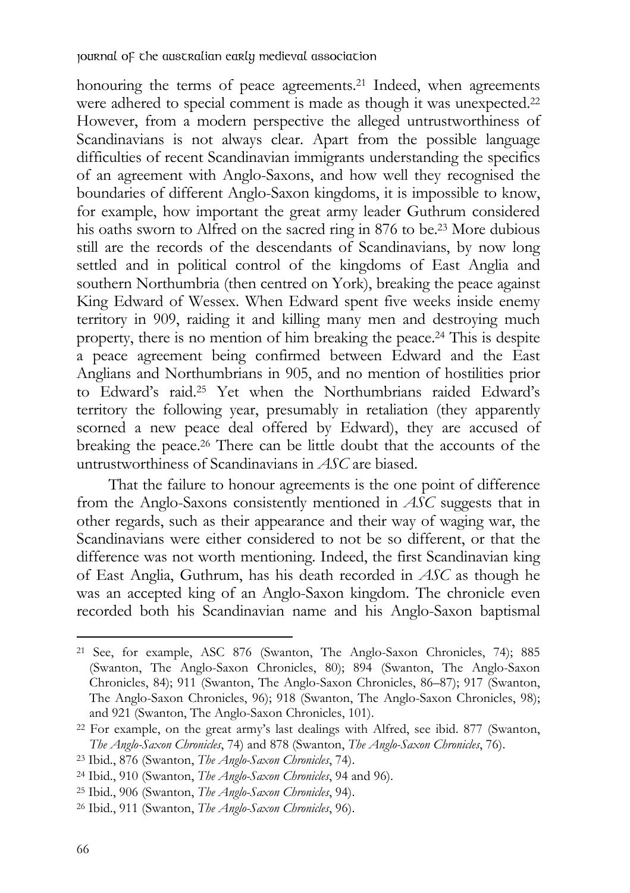honouring the terms of peace agreements.[21] Indeed, when agreements were adhered to special comment is made as though it was unexpected.[22] However, from a modern perspective the alleged untrustworthiness of Scandinavians is not always clear. Apart from the possible language difficulties of recent Scandinavian immigrants understanding the specifics of an agreement with Anglo-Saxons, and how well they recognised the boundaries of different Anglo-Saxon kingdoms, it is impossible to know, for example, how important the great army leader Guthrum considered his oaths sworn to Alfred on the sacred ring in 876 to be.[23] More dubious still are the records of the descendants of Scandinavians, by now long settled and in political control of the kingdoms of East Anglia and southern Northumbria (then centred on York), breaking the peace against King Edward of Wessex. When Edward spent five weeks inside enemy territory in 909, raiding it and killing many men and destroying much property, there is no mention of him breaking the peace.[24] This is despite a peace agreement being confirmed between Edward and the East Anglians and Northumbrians in 905, and no mention of hostilities prior to Edward's raid.[25] Yet when the Northumbrians raided Edward's territory the following year, presumably in retaliation (they apparently scorned a new peace deal offered by Edward), they are accused of breaking the peace.[26] There can be little doubt that the accounts of the untrustworthiness of Scandinavians in *ASC* are biased.

That the failure to honour agreements is the one point of difference from the Anglo-Saxons consistently mentioned in *ASC* suggests that in other regards, such as their appearance and their way of waging war, the Scandinavians were either considered to not be so different, or that the difference was not worth mentioning. Indeed, the first Scandinavian king of East Anglia, Guthrum, has his death recorded in *ASC* as though he was an accepted king of an Anglo-Saxon kingdom. The chronicle even recorded both his Scandinavian name and his Anglo-Saxon baptismal

---

[21] See, for example, ASC 876 (Swanton, The Anglo-Saxon Chronicles, 74); 885 (Swanton, The Anglo-Saxon Chronicles, 80); 894 (Swanton, The Anglo-Saxon Chronicles, 84); 911 (Swanton, The Anglo-Saxon Chronicles, 86–87); 917 (Swanton, The Anglo-Saxon Chronicles, 96); 918 (Swanton, The Anglo-Saxon Chronicles, 98); and 921 (Swanton, The Anglo-Saxon Chronicles, 101).

[22] For example, on the great army's last dealings with Alfred, see ibid. 877 (Swanton, *The Anglo-Saxon Chronicles*, 74) and 878 (Swanton, *The Anglo-Saxon Chronicles*, 76).

[23] Ibid., 876 (Swanton, *The Anglo-Saxon Chronicles*, 74).

[24] Ibid., 910 (Swanton, *The Anglo-Saxon Chronicles*, 94 and 96).

[25] Ibid., 906 (Swanton, *The Anglo-Saxon Chronicles*, 94).

[26] Ibid., 911 (Swanton, *The Anglo-Saxon Chronicles*, 96).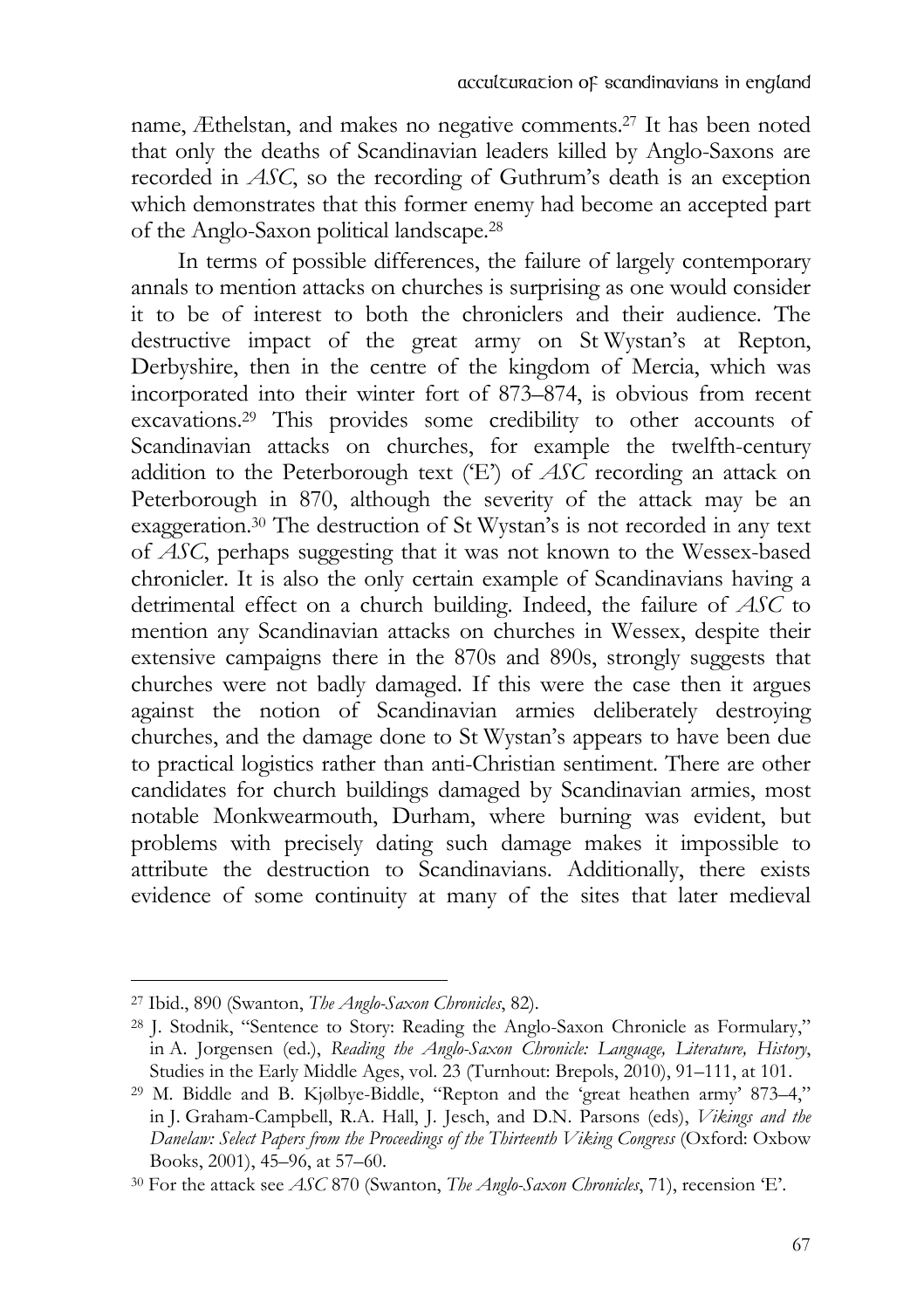name, Æthelstan, and makes no negative comments.[27] It has been noted that only the deaths of Scandinavian leaders killed by Anglo-Saxons are recorded in *ASC*, so the recording of Guthrum's death is an exception which demonstrates that this former enemy had become an accepted part of the Anglo-Saxon political landscape.[28]

In terms of possible differences, the failure of largely contemporary annals to mention attacks on churches is surprising as one would consider it to be of interest to both the chroniclers and their audience. The destructive impact of the great army on St Wystan's at Repton, Derbyshire, then in the centre of the kingdom of Mercia, which was incorporated into their winter fort of 873–874, is obvious from recent excavations.[29] This provides some credibility to other accounts of Scandinavian attacks on churches, for example the twelfth-century addition to the Peterborough text ('E') of *ASC* recording an attack on Peterborough in 870, although the severity of the attack may be an exaggeration.[30] The destruction of St Wystan's is not recorded in any text of *ASC*, perhaps suggesting that it was not known to the Wessex-based chronicler. It is also the only certain example of Scandinavians having a detrimental effect on a church building. Indeed, the failure of *ASC* to mention any Scandinavian attacks on churches in Wessex, despite their extensive campaigns there in the 870s and 890s, strongly suggests that churches were not badly damaged. If this were the case then it argues against the notion of Scandinavian armies deliberately destroying churches, and the damage done to St Wystan's appears to have been due to practical logistics rather than anti-Christian sentiment. There are other candidates for church buildings damaged by Scandinavian armies, most notable Monkwearmouth, Durham, where burning was evident, but problems with precisely dating such damage makes it impossible to attribute the destruction to Scandinavians. Additionally, there exists evidence of some continuity at many of the sites that later medieval

---

[27] Ibid., 890 (Swanton, *The Anglo-Saxon Chronicles*, 82).

[28] J. Stodnik, "Sentence to Story: Reading the Anglo-Saxon Chronicle as Formulary," in A. Jorgensen (ed.), *Reading the Anglo-Saxon Chronicle: Language, Literature, History*, Studies in the Early Middle Ages, vol. 23 (Turnhout: Brepols, 2010), 91–111, at 101.

[29] M. Biddle and B. Kjølbye-Biddle, "Repton and the 'great heathen army' 873–4," in J. Graham-Campbell, R.A. Hall, J. Jesch, and D.N. Parsons (eds), *Vikings and the Danelaw: Select Papers from the Proceedings of the Thirteenth Viking Congress* (Oxford: Oxbow Books, 2001), 45–96, at 57–60.

[30] For the attack see *ASC* 870 (Swanton, *The Anglo-Saxon Chronicles*, 71), recension 'E'.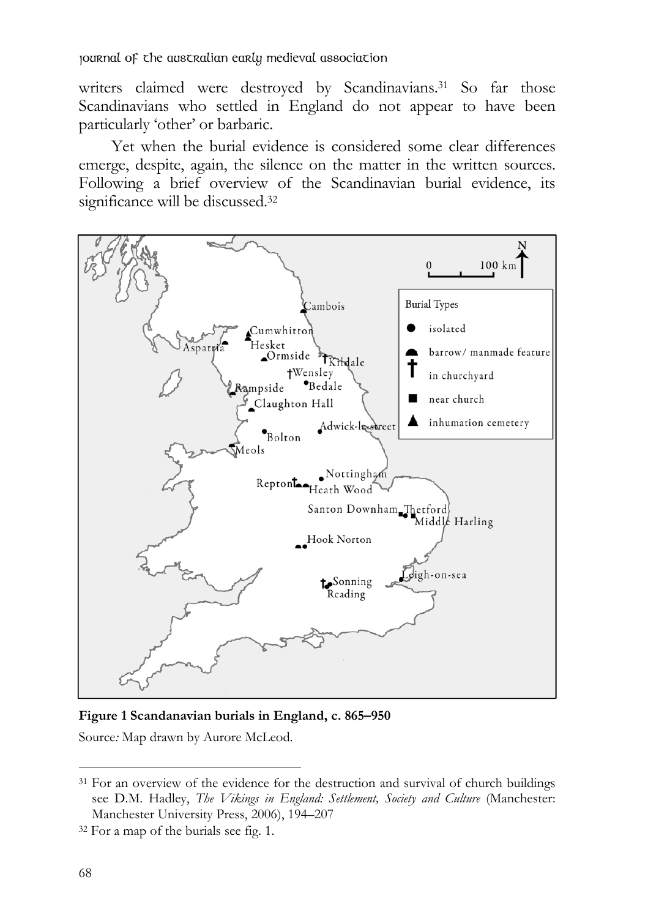writers claimed were destroyed by Scandinavians.[31] So far those Scandinavians who settled in England do not appear to have been particularly 'other' or barbaric.

Yet when the burial evidence is considered some clear differences emerge, despite, again, the silence on the matter in the written sources. Following a brief overview of the Scandinavian burial evidence, its significance will be discussed.[32]

**Figure 1 Scandanavian burials in England, c. 865–950**

Source*:* Map drawn by Aurore McLeod.

---

[31] For an overview of the evidence for the destruction and survival of church buildings see D.M. Hadley, *The Vikings in England: Settlement, Society and Culture* (Manchester: Manchester University Press, 2006), 194–207

[32] For a map of the burials see fig. 1.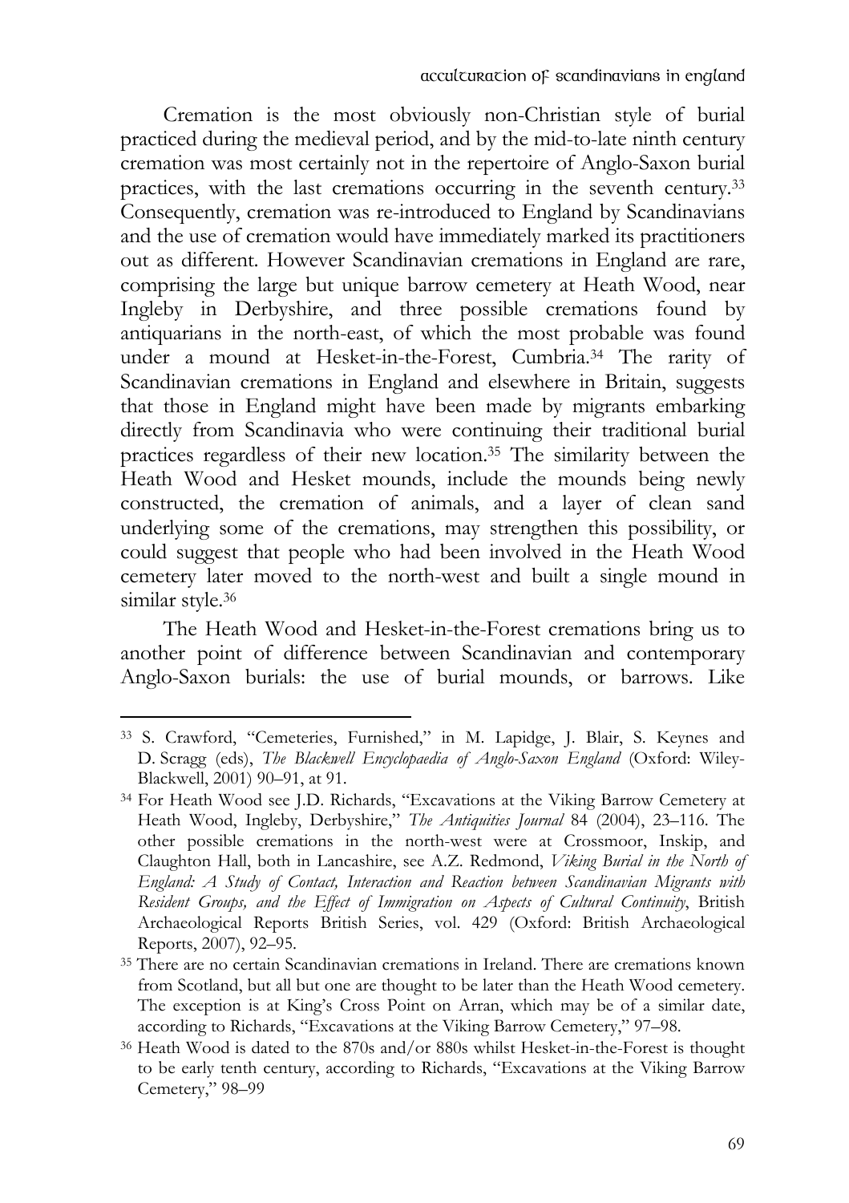Cremation is the most obviously non-Christian style of burial practiced during the medieval period, and by the mid-to-late ninth century cremation was most certainly not in the repertoire of Anglo-Saxon burial practices, with the last cremations occurring in the seventh century.[33] Consequently, cremation was re-introduced to England by Scandinavians and the use of cremation would have immediately marked its practitioners out as different. However Scandinavian cremations in England are rare, comprising the large but unique barrow cemetery at Heath Wood, near Ingleby in Derbyshire, and three possible cremations found by antiquarians in the north-east, of which the most probable was found under a mound at Hesket-in-the-Forest, Cumbria.[34] The rarity of Scandinavian cremations in England and elsewhere in Britain, suggests that those in England might have been made by migrants embarking directly from Scandinavia who were continuing their traditional burial practices regardless of their new location.[35] The similarity between the Heath Wood and Hesket mounds, include the mounds being newly constructed, the cremation of animals, and a layer of clean sand underlying some of the cremations, may strengthen this possibility, or could suggest that people who had been involved in the Heath Wood cemetery later moved to the north-west and built a single mound in similar style.[36]

The Heath Wood and Hesket-in-the-Forest cremations bring us to another point of difference between Scandinavian and contemporary Anglo-Saxon burials: the use of burial mounds, or barrows. Like

---

[33] S. Crawford, "Cemeteries, Furnished," in M. Lapidge, J. Blair, S. Keynes and D. Scragg (eds), *The Blackwell Encyclopaedia of Anglo-Saxon England* (Oxford: Wiley-Blackwell, 2001) 90–91, at 91.

[34] For Heath Wood see J.D. Richards, "Excavations at the Viking Barrow Cemetery at Heath Wood, Ingleby, Derbyshire," *The Antiquities Journal* 84 (2004), 23–116. The other possible cremations in the north-west were at Crossmoor, Inskip, and Claughton Hall, both in Lancashire, see A.Z. Redmond, *Viking Burial in the North of England: A Study of Contact, Interaction and Reaction between Scandinavian Migrants with Resident Groups, and the Effect of Immigration on Aspects of Cultural Continuity*, British Archaeological Reports British Series, vol. 429 (Oxford: British Archaeological Reports, 2007), 92–95.

[35] There are no certain Scandinavian cremations in Ireland. There are cremations known from Scotland, but all but one are thought to be later than the Heath Wood cemetery. The exception is at King's Cross Point on Arran, which may be of a similar date, according to Richards, "Excavations at the Viking Barrow Cemetery," 97–98.

[36] Heath Wood is dated to the 870s and/or 880s whilst Hesket-in-the-Forest is thought to be early tenth century, according to Richards, "Excavations at the Viking Barrow Cemetery," 98–99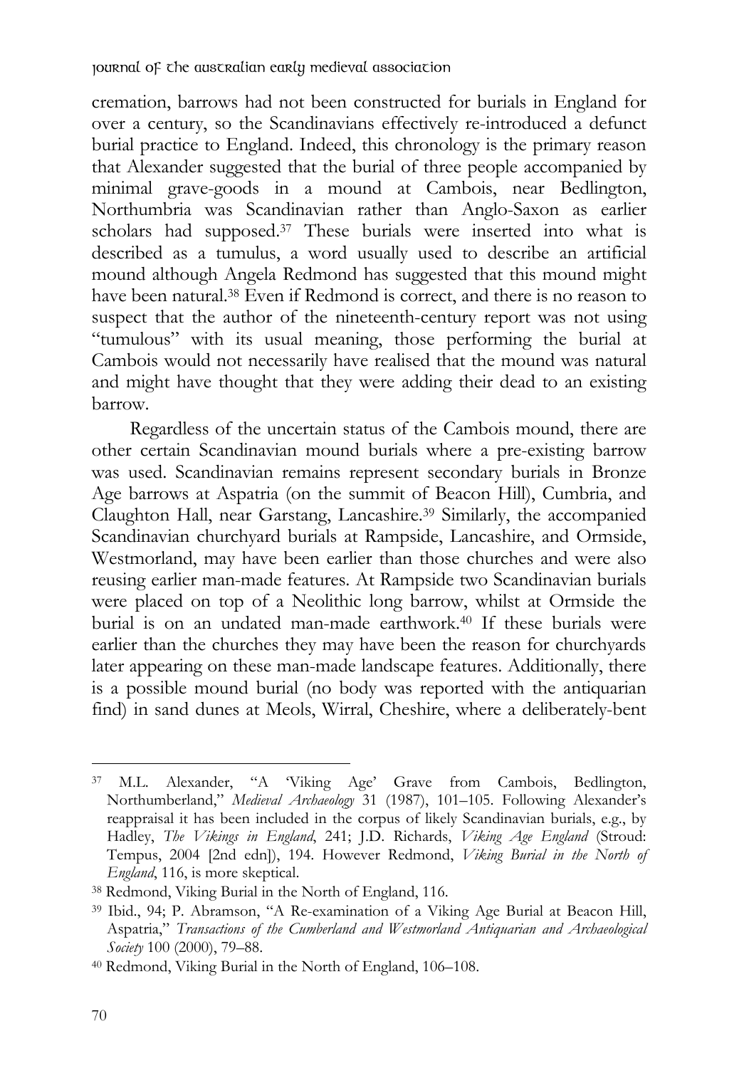cremation, barrows had not been constructed for burials in England for over a century, so the Scandinavians effectively re-introduced a defunct burial practice to England. Indeed, this chronology is the primary reason that Alexander suggested that the burial of three people accompanied by minimal grave-goods in a mound at Cambois, near Bedlington, Northumbria was Scandinavian rather than Anglo-Saxon as earlier scholars had supposed.[37] These burials were inserted into what is described as a tumulus, a word usually used to describe an artificial mound although Angela Redmond has suggested that this mound might have been natural.[38] Even if Redmond is correct, and there is no reason to suspect that the author of the nineteenth-century report was not using "tumulous" with its usual meaning, those performing the burial at Cambois would not necessarily have realised that the mound was natural and might have thought that they were adding their dead to an existing barrow.

Regardless of the uncertain status of the Cambois mound, there are other certain Scandinavian mound burials where a pre-existing barrow was used. Scandinavian remains represent secondary burials in Bronze Age barrows at Aspatria (on the summit of Beacon Hill), Cumbria, and Claughton Hall, near Garstang, Lancashire.[39] Similarly, the accompanied Scandinavian churchyard burials at Rampside, Lancashire, and Ormside, Westmorland, may have been earlier than those churches and were also reusing earlier man-made features. At Rampside two Scandinavian burials were placed on top of a Neolithic long barrow, whilst at Ormside the burial is on an undated man-made earthwork.[40] If these burials were earlier than the churches they may have been the reason for churchyards later appearing on these man-made landscape features. Additionally, there is a possible mound burial (no body was reported with the antiquarian find) in sand dunes at Meols, Wirral, Cheshire, where a deliberately-bent

---

[37] M.L. Alexander, "A 'Viking Age' Grave from Cambois, Bedlington, Northumberland," *Medieval Archaeology* 31 (1987), 101–105. Following Alexander's reappraisal it has been included in the corpus of likely Scandinavian burials, e.g., by Hadley, *The Vikings in England*, 241; J.D. Richards, *Viking Age England* (Stroud: Tempus, 2004 [2nd edn]), 194. However Redmond, *Viking Burial in the North of England*, 116, is more skeptical.

[38] Redmond, Viking Burial in the North of England, 116.

[39] Ibid., 94; P. Abramson, "A Re-examination of a Viking Age Burial at Beacon Hill, Aspatria," *Transactions of the Cumberland and Westmorland Antiquarian and Archaeological Society* 100 (2000), 79–88.

[40] Redmond, Viking Burial in the North of England, 106–108.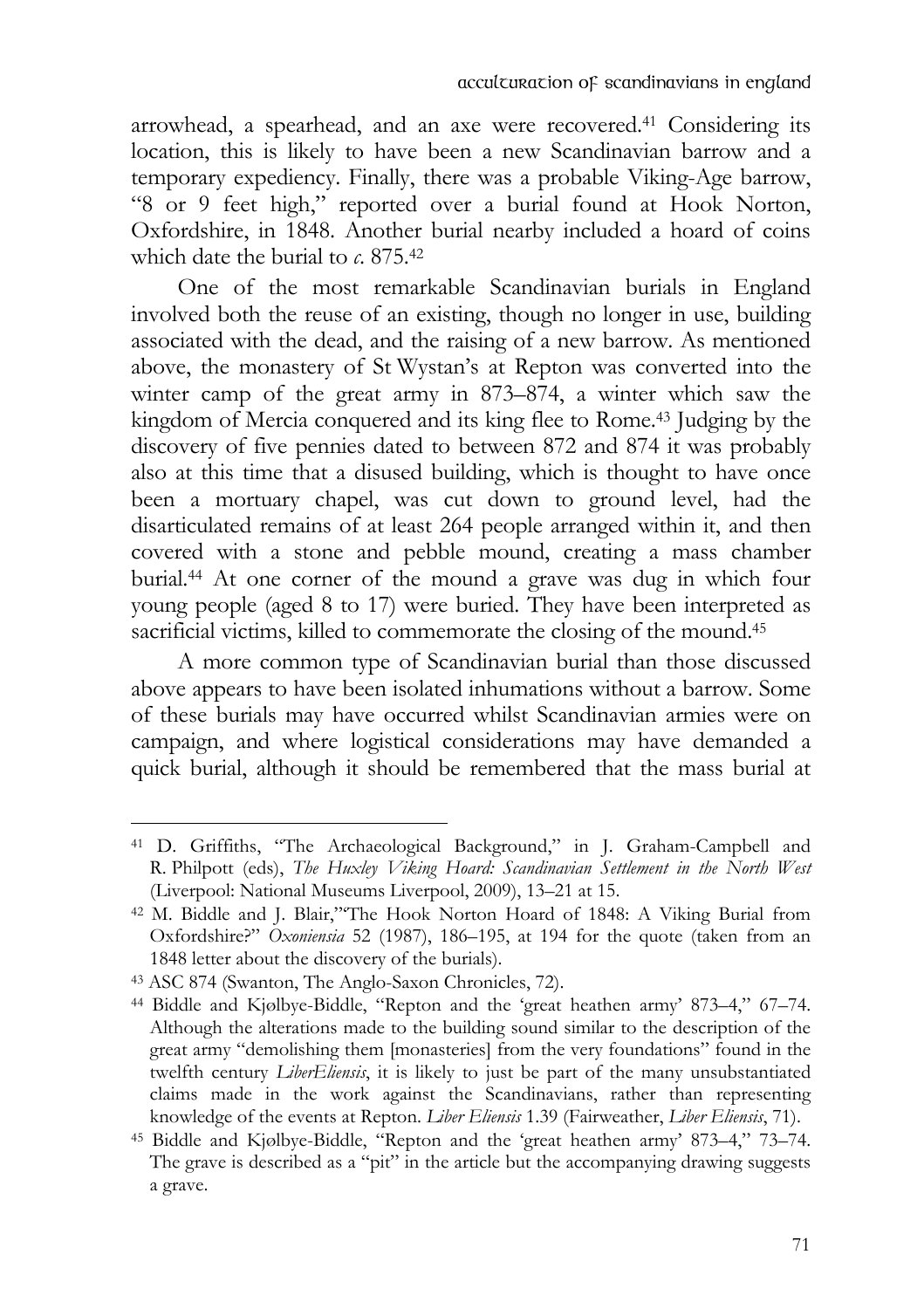arrowhead, a spearhead, and an axe were recovered.[41] Considering its location, this is likely to have been a new Scandinavian barrow and a temporary expediency. Finally, there was a probable Viking-Age barrow, "8 or 9 feet high," reported over a burial found at Hook Norton, Oxfordshire, in 1848. Another burial nearby included a hoard of coins which date the burial to *c.* 875.[42]

One of the most remarkable Scandinavian burials in England involved both the reuse of an existing, though no longer in use, building associated with the dead, and the raising of a new barrow. As mentioned above, the monastery of St Wystan's at Repton was converted into the winter camp of the great army in 873–874, a winter which saw the kingdom of Mercia conquered and its king flee to Rome.[43] Judging by the discovery of five pennies dated to between 872 and 874 it was probably also at this time that a disused building, which is thought to have once been a mortuary chapel, was cut down to ground level, had the disarticulated remains of at least 264 people arranged within it, and then covered with a stone and pebble mound, creating a mass chamber burial.[44] At one corner of the mound a grave was dug in which four young people (aged 8 to 17) were buried. They have been interpreted as sacrificial victims, killed to commemorate the closing of the mound.[45]

A more common type of Scandinavian burial than those discussed above appears to have been isolated inhumations without a barrow. Some of these burials may have occurred whilst Scandinavian armies were on campaign, and where logistical considerations may have demanded a quick burial, although it should be remembered that the mass burial at

---

[41] D. Griffiths, "The Archaeological Background," in J. Graham-Campbell and R. Philpott (eds), *The Huxley Viking Hoard: Scandinavian Settlement in the North West* (Liverpool: National Museums Liverpool, 2009), 13–21 at 15.

[42] M. Biddle and J. Blair,""The Hook Norton Hoard of 1848: A Viking Burial from Oxfordshire?" *Oxoniensia* 52 (1987), 186–195, at 194 for the quote (taken from an 1848 letter about the discovery of the burials).

[43] ASC 874 (Swanton, The Anglo-Saxon Chronicles, 72).

[44] Biddle and Kjølbye-Biddle, "Repton and the 'great heathen army' 873–4," 67–74. Although the alterations made to the building sound similar to the description of the great army "demolishing them [monasteries] from the very foundations" found in the twelfth century *LiberEliensis*, it is likely to just be part of the many unsubstantiated claims made in the work against the Scandinavians, rather than representing knowledge of the events at Repton. *Liber Eliensis* 1.39 (Fairweather, *Liber Eliensis*, 71).

[45] Biddle and Kjølbye-Biddle, "Repton and the 'great heathen army' 873–4," 73–74. The grave is described as a "pit" in the article but the accompanying drawing suggests a grave.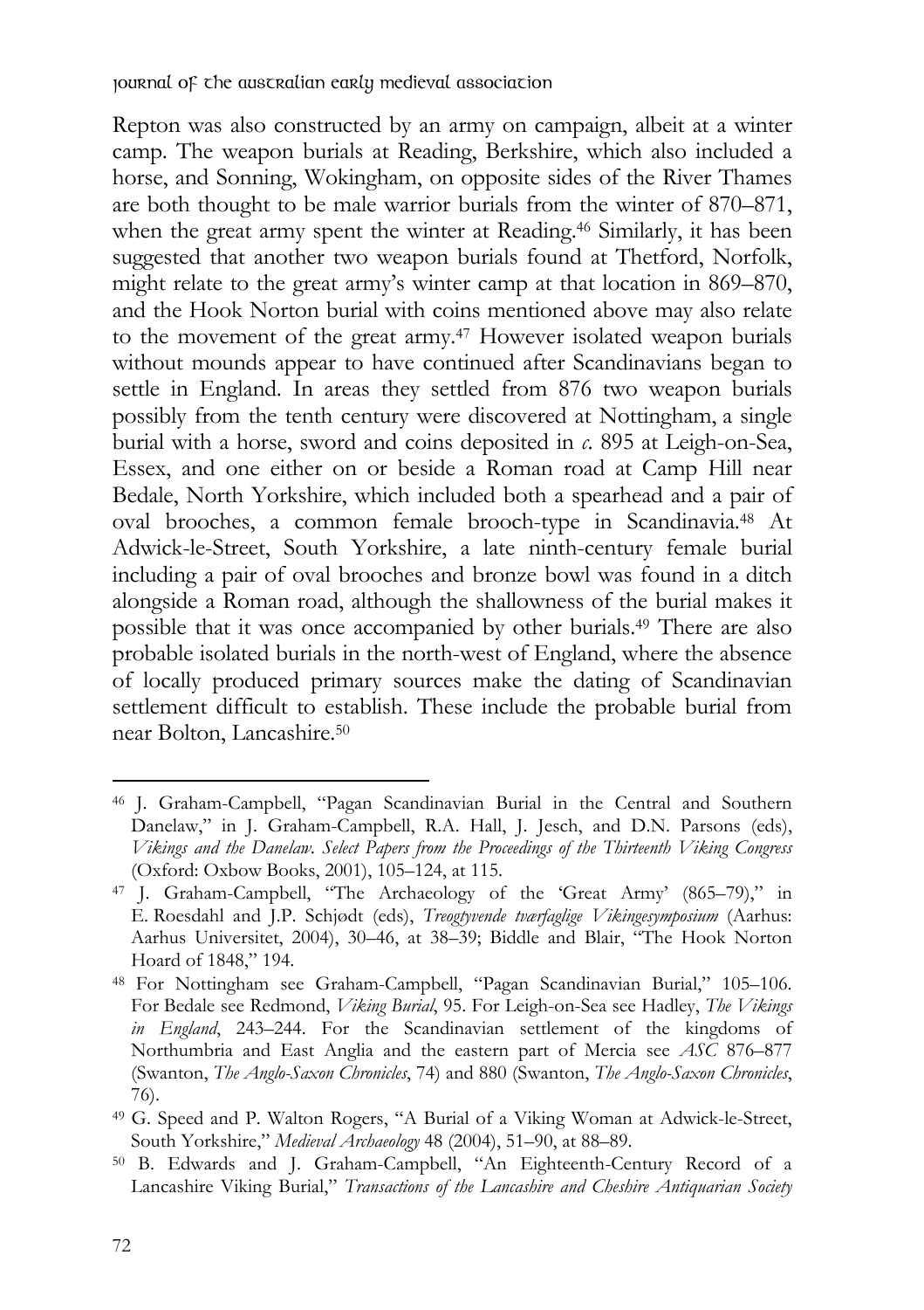Repton was also constructed by an army on campaign, albeit at a winter camp. The weapon burials at Reading, Berkshire, which also included a horse, and Sonning, Wokingham, on opposite sides of the River Thames are both thought to be male warrior burials from the winter of 870–871, when the great army spent the winter at Reading.[46] Similarly, it has been suggested that another two weapon burials found at Thetford, Norfolk, might relate to the great army's winter camp at that location in 869–870, and the Hook Norton burial with coins mentioned above may also relate to the movement of the great army.[47] However isolated weapon burials without mounds appear to have continued after Scandinavians began to settle in England. In areas they settled from 876 two weapon burials possibly from the tenth century were discovered at Nottingham, a single burial with a horse, sword and coins deposited in *c.* 895 at Leigh-on-Sea, Essex, and one either on or beside a Roman road at Camp Hill near Bedale, North Yorkshire, which included both a spearhead and a pair of oval brooches, a common female brooch-type in Scandinavia.[48] At Adwick-le-Street, South Yorkshire, a late ninth-century female burial including a pair of oval brooches and bronze bowl was found in a ditch alongside a Roman road, although the shallowness of the burial makes it possible that it was once accompanied by other burials.[49] There are also probable isolated burials in the north-west of England, where the absence of locally produced primary sources make the dating of Scandinavian settlement difficult to establish. These include the probable burial from near Bolton, Lancashire.[50]

---

[46] J. Graham-Campbell, "Pagan Scandinavian Burial in the Central and Southern Danelaw," in J. Graham-Campbell, R.A. Hall, J. Jesch, and D.N. Parsons (eds), *Vikings and the Danelaw. Select Papers from the Proceedings of the Thirteenth Viking Congress* (Oxford: Oxbow Books, 2001), 105–124, at 115.

[47] J. Graham-Campbell, "The Archaeology of the 'Great Army' (865–79)," in E. Roesdahl and J.P. Schjødt (eds), *Treogtyvende tværfaglige Vikingesymposium* (Aarhus: Aarhus Universitet, 2004), 30–46, at 38–39; Biddle and Blair, "The Hook Norton Hoard of 1848," 194.

[48] For Nottingham see Graham-Campbell, "Pagan Scandinavian Burial," 105–106. For Bedale see Redmond, *Viking Burial*, 95. For Leigh-on-Sea see Hadley, *The Vikings in England*, 243–244. For the Scandinavian settlement of the kingdoms of Northumbria and East Anglia and the eastern part of Mercia see *ASC* 876–877 (Swanton, *The Anglo-Saxon Chronicles*, 74) and 880 (Swanton, *The Anglo-Saxon Chronicles*, 76).

[49] G. Speed and P. Walton Rogers, "A Burial of a Viking Woman at Adwick-le-Street, South Yorkshire," *Medieval Archaeology* 48 (2004), 51–90, at 88–89.

[50] B. Edwards and J. Graham-Campbell, "An Eighteenth-Century Record of a Lancashire Viking Burial," *Transactions of the Lancashire and Cheshire Antiquarian Society*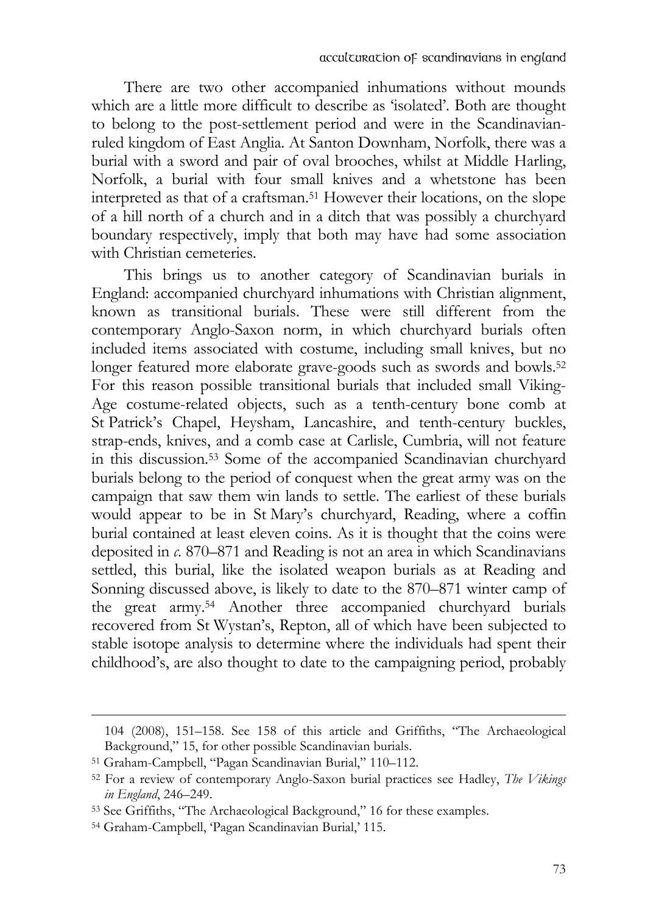There are two other accompanied inhumations without mounds which are a little more difficult to describe as 'isolated'. Both are thought to belong to the post-settlement period and were in the Scandinavian-ruled kingdom of East Anglia. At Santon Downham, Norfolk, there was a burial with a sword and pair of oval brooches, whilst at Middle Harling, Norfolk, a burial with four small knives and a whetstone has been interpreted as that of a craftsman.[51] However their locations, on the slope of a hill north of a church and in a ditch that was possibly a churchyard boundary respectively, imply that both may have had some association with Christian cemeteries.

This brings us to another category of Scandinavian burials in England: accompanied churchyard inhumations with Christian alignment, known as transitional burials. These were still different from the contemporary Anglo-Saxon norm, in which churchyard burials often included items associated with costume, including small knives, but no longer featured more elaborate grave-goods such as swords and bowls.[52] For this reason possible transitional burials that included small Viking-Age costume-related objects, such as a tenth-century bone comb at St Patrick's Chapel, Heysham, Lancashire, and tenth-century buckles, strap-ends, knives, and a comb case at Carlisle, Cumbria, will not feature in this discussion.[53] Some of the accompanied Scandinavian churchyard burials belong to the period of conquest when the great army was on the campaign that saw them win lands to settle. The earliest of these burials would appear to be in St Mary's churchyard, Reading, where a coffin burial contained at least eleven coins. As it is thought that the coins were deposited in *c.* 870–871 and Reading is not an area in which Scandinavians settled, this burial, like the isolated weapon burials as at Reading and Sonning discussed above, is likely to date to the 870–871 winter camp of the great army.[54] Another three accompanied churchyard burials recovered from St Wystan's, Repton, all of which have been subjected to stable isotope analysis to determine where the individuals had spent their childhood's, are also thought to date to the campaigning period, probably

---

104 (2008), 151–158. See 158 of this article and Griffiths, "The Archaeological Background," 15, for other possible Scandinavian burials.

[51] Graham-Campbell, "Pagan Scandinavian Burial," 110–112.

[52] For a review of contemporary Anglo-Saxon burial practices see Hadley, *The Vikings in England*, 246–249.

[53] See Griffiths, "The Archaeological Background," 16 for these examples.

[54] Graham-Campbell, 'Pagan Scandinavian Burial,' 115.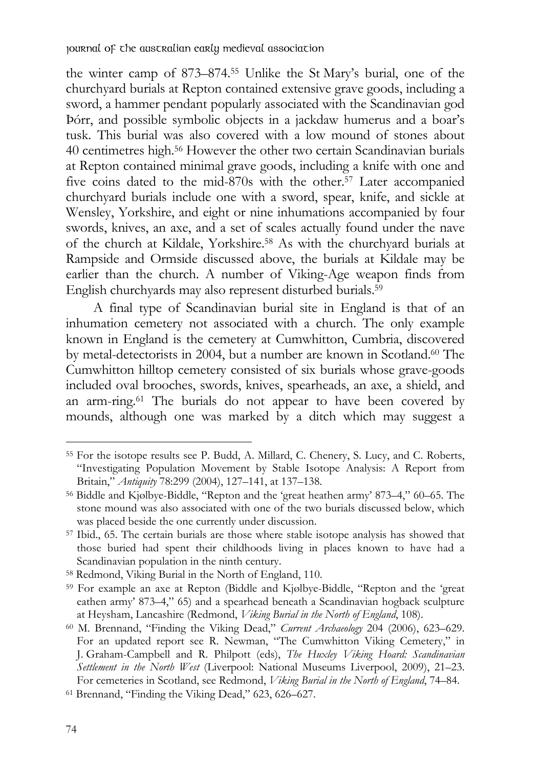the winter camp of 873–874.[55] Unlike the St Mary's burial, one of the churchyard burials at Repton contained extensive grave goods, including a sword, a hammer pendant popularly associated with the Scandinavian god Þórr, and possible symbolic objects in a jackdaw humerus and a boar's tusk. This burial was also covered with a low mound of stones about 40 centimetres high.[56] However the other two certain Scandinavian burials at Repton contained minimal grave goods, including a knife with one and five coins dated to the mid-870s with the other.[57] Later accompanied churchyard burials include one with a sword, spear, knife, and sickle at Wensley, Yorkshire, and eight or nine inhumations accompanied by four swords, knives, an axe, and a set of scales actually found under the nave of the church at Kildale, Yorkshire.[58] As with the churchyard burials at Rampside and Ormside discussed above, the burials at Kildale may be earlier than the church. A number of Viking-Age weapon finds from English churchyards may also represent disturbed burials.[59]

A final type of Scandinavian burial site in England is that of an inhumation cemetery not associated with a church. The only example known in England is the cemetery at Cumwhitton, Cumbria, discovered by metal-detectorists in 2004, but a number are known in Scotland.[60] The Cumwhitton hilltop cemetery consisted of six burials whose grave-goods included oval brooches, swords, knives, spearheads, an axe, a shield, and an arm-ring.[61] The burials do not appear to have been covered by mounds, although one was marked by a ditch which may suggest a

---

[55] For the isotope results see P. Budd, A. Millard, C. Chenery, S. Lucy, and C. Roberts, "Investigating Population Movement by Stable Isotope Analysis: A Report from Britain," *Antiquity* 78:299 (2004), 127–141, at 137–138.

[56] Biddle and Kjølbye-Biddle, "Repton and the 'great heathen army' 873–4," 60–65. The stone mound was also associated with one of the two burials discussed below, which was placed beside the one currently under discussion.

[57] Ibid., 65. The certain burials are those where stable isotope analysis has showed that those buried had spent their childhoods living in places known to have had a Scandinavian population in the ninth century.

[58] Redmond, Viking Burial in the North of England, 110.

[59] For example an axe at Repton (Biddle and Kjølbye-Biddle, "Repton and the 'great eathen army' 873–4," 65) and a spearhead beneath a Scandinavian hogback sculpture at Heysham, Lancashire (Redmond, *Viking Burial in the North of England*, 108).

[60] M. Brennand, "Finding the Viking Dead," *Current Archaeology* 204 (2006), 623–629. For an updated report see R. Newman, "The Cumwhitton Viking Cemetery," in J. Graham-Campbell and R. Philpott (eds), *The Huxley Viking Hoard: Scandinavian Settlement in the North West* (Liverpool: National Museums Liverpool, 2009), 21–23. For cemeteries in Scotland, see Redmond, *Viking Burial in the North of England*, 74–84.

[61] Brennand, "Finding the Viking Dead," 623, 626–627.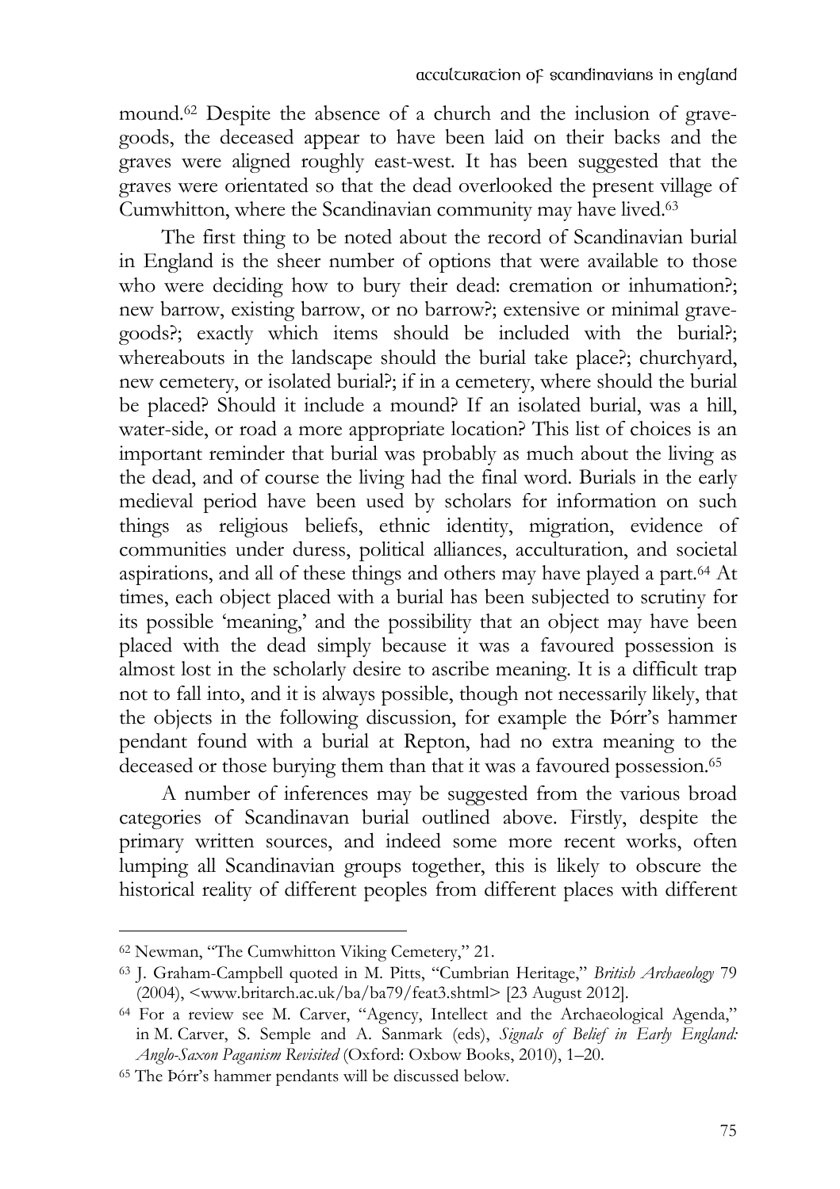mound.[62] Despite the absence of a church and the inclusion of grave-goods, the deceased appear to have been laid on their backs and the graves were aligned roughly east-west. It has been suggested that the graves were orientated so that the dead overlooked the present village of Cumwhitton, where the Scandinavian community may have lived.[63]

The first thing to be noted about the record of Scandinavian burial in England is the sheer number of options that were available to those who were deciding how to bury their dead: cremation or inhumation?; new barrow, existing barrow, or no barrow?; extensive or minimal grave-goods?; exactly which items should be included with the burial?; whereabouts in the landscape should the burial take place?; churchyard, new cemetery, or isolated burial?; if in a cemetery, where should the burial be placed? Should it include a mound? If an isolated burial, was a hill, water-side, or road a more appropriate location? This list of choices is an important reminder that burial was probably as much about the living as the dead, and of course the living had the final word. Burials in the early medieval period have been used by scholars for information on such things as religious beliefs, ethnic identity, migration, evidence of communities under duress, political alliances, acculturation, and societal aspirations, and all of these things and others may have played a part.[64] At times, each object placed with a burial has been subjected to scrutiny for its possible 'meaning,' and the possibility that an object may have been placed with the dead simply because it was a favoured possession is almost lost in the scholarly desire to ascribe meaning. It is a difficult trap not to fall into, and it is always possible, though not necessarily likely, that the objects in the following discussion, for example the Þórr's hammer pendant found with a burial at Repton, had no extra meaning to the deceased or those burying them than that it was a favoured possession.[65]

A number of inferences may be suggested from the various broad categories of Scandinavan burial outlined above. Firstly, despite the primary written sources, and indeed some more recent works, often lumping all Scandinavian groups together, this is likely to obscure the historical reality of different peoples from different places with different

---

[62] Newman, "The Cumwhitton Viking Cemetery," 21.

[63] J. Graham-Campbell quoted in M. Pitts, "Cumbrian Heritage," *British Archaeology* 79 (2004), <www.britarch.ac.uk/ba/ba79/feat3.shtml> [23 August 2012].

[64] For a review see M. Carver, "Agency, Intellect and the Archaeological Agenda," in M. Carver, S. Semple and A. Sanmark (eds), *Signals of Belief in Early England: Anglo-Saxon Paganism Revisited* (Oxford: Oxbow Books, 2010), 1–20.

[65] The Þórr's hammer pendants will be discussed below.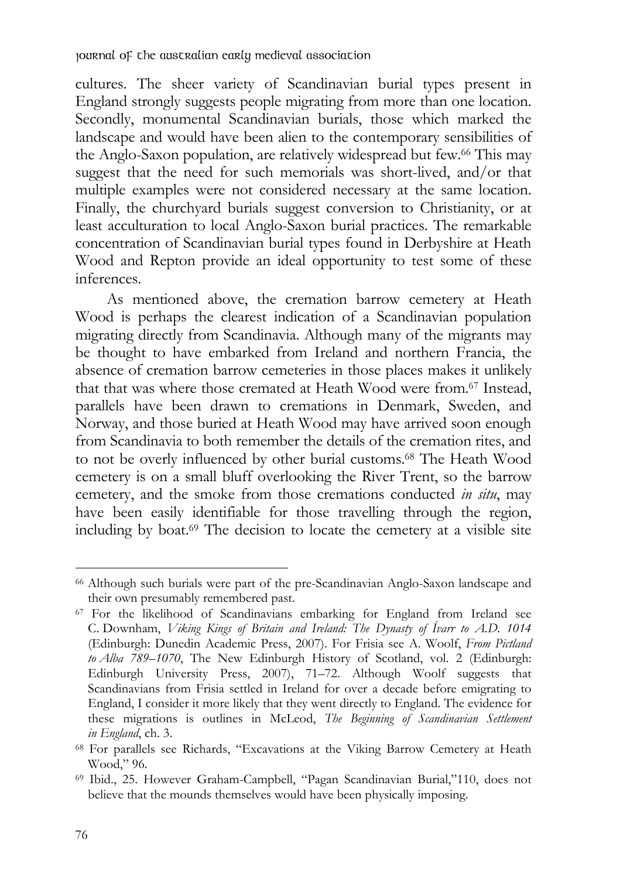cultures. The sheer variety of Scandinavian burial types present in England strongly suggests people migrating from more than one location. Secondly, monumental Scandinavian burials, those which marked the landscape and would have been alien to the contemporary sensibilities of the Anglo-Saxon population, are relatively widespread but few.[66] This may suggest that the need for such memorials was short-lived, and/or that multiple examples were not considered necessary at the same location. Finally, the churchyard burials suggest conversion to Christianity, or at least acculturation to local Anglo-Saxon burial practices. The remarkable concentration of Scandinavian burial types found in Derbyshire at Heath Wood and Repton provide an ideal opportunity to test some of these inferences.

As mentioned above, the cremation barrow cemetery at Heath Wood is perhaps the clearest indication of a Scandinavian population migrating directly from Scandinavia. Although many of the migrants may be thought to have embarked from Ireland and northern Francia, the absence of cremation barrow cemeteries in those places makes it unlikely that that was where those cremated at Heath Wood were from.[67] Instead, parallels have been drawn to cremations in Denmark, Sweden, and Norway, and those buried at Heath Wood may have arrived soon enough from Scandinavia to both remember the details of the cremation rites, and to not be overly influenced by other burial customs.[68] The Heath Wood cemetery is on a small bluff overlooking the River Trent, so the barrow cemetery, and the smoke from those cremations conducted *in situ*, may have been easily identifiable for those travelling through the region, including by boat.[69] The decision to locate the cemetery at a visible site

---

[66] Although such burials were part of the pre-Scandinavian Anglo-Saxon landscape and their own presumably remembered past.

[67] For the likelihood of Scandinavians embarking for England from Ireland see C. Downham, *Viking Kings of Britain and Ireland: The Dynasty of Ívarr to A.D. 1014* (Edinburgh: Dunedin Academic Press, 2007). For Frisia see A. Woolf, *From Pictland to Alba 789–1070*, The New Edinburgh History of Scotland, vol. 2 (Edinburgh: Edinburgh University Press, 2007), 71–72. Although Woolf suggests that Scandinavians from Frisia settled in Ireland for over a decade before emigrating to England, I consider it more likely that they went directly to England. The evidence for these migrations is outlines in McLeod, *The Beginning of Scandinavian Settlement in England*, ch. 3.

[68] For parallels see Richards, "Excavations at the Viking Barrow Cemetery at Heath Wood," 96.

[69] Ibid., 25. However Graham-Campbell, "Pagan Scandinavian Burial,"110, does not believe that the mounds themselves would have been physically imposing.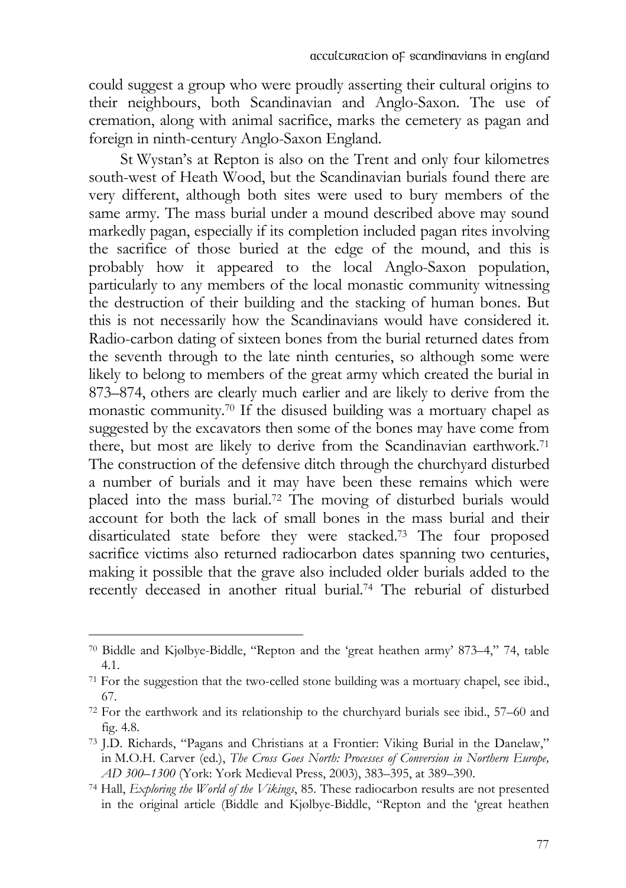could suggest a group who were proudly asserting their cultural origins to their neighbours, both Scandinavian and Anglo-Saxon. The use of cremation, along with animal sacrifice, marks the cemetery as pagan and foreign in ninth-century Anglo-Saxon England.

St Wystan's at Repton is also on the Trent and only four kilometres south-west of Heath Wood, but the Scandinavian burials found there are very different, although both sites were used to bury members of the same army. The mass burial under a mound described above may sound markedly pagan, especially if its completion included pagan rites involving the sacrifice of those buried at the edge of the mound, and this is probably how it appeared to the local Anglo-Saxon population, particularly to any members of the local monastic community witnessing the destruction of their building and the stacking of human bones. But this is not necessarily how the Scandinavians would have considered it. Radio-carbon dating of sixteen bones from the burial returned dates from the seventh through to the late ninth centuries, so although some were likely to belong to members of the great army which created the burial in 873–874, others are clearly much earlier and are likely to derive from the monastic community.[70] If the disused building was a mortuary chapel as suggested by the excavators then some of the bones may have come from there, but most are likely to derive from the Scandinavian earthwork.[71] The construction of the defensive ditch through the churchyard disturbed a number of burials and it may have been these remains which were placed into the mass burial.[72] The moving of disturbed burials would account for both the lack of small bones in the mass burial and their disarticulated state before they were stacked.[73] The four proposed sacrifice victims also returned radiocarbon dates spanning two centuries, making it possible that the grave also included older burials added to the recently deceased in another ritual burial.[74] The reburial of disturbed

---

[70] Biddle and Kjølbye-Biddle, "Repton and the 'great heathen army' 873–4," 74, table 4.1.

[71] For the suggestion that the two-celled stone building was a mortuary chapel, see ibid., 67.

[72] For the earthwork and its relationship to the churchyard burials see ibid., 57–60 and fig. 4.8.

[73] J.D. Richards, "Pagans and Christians at a Frontier: Viking Burial in the Danelaw," in M.O.H. Carver (ed.), *The Cross Goes North: Processes of Conversion in Northern Europe, AD 300–1300* (York: York Medieval Press, 2003), 383–395, at 389–390.

[74] Hall, *Exploring the World of the Vikings*, 85. These radiocarbon results are not presented in the original article (Biddle and Kjølbye-Biddle, "Repton and the 'great heathen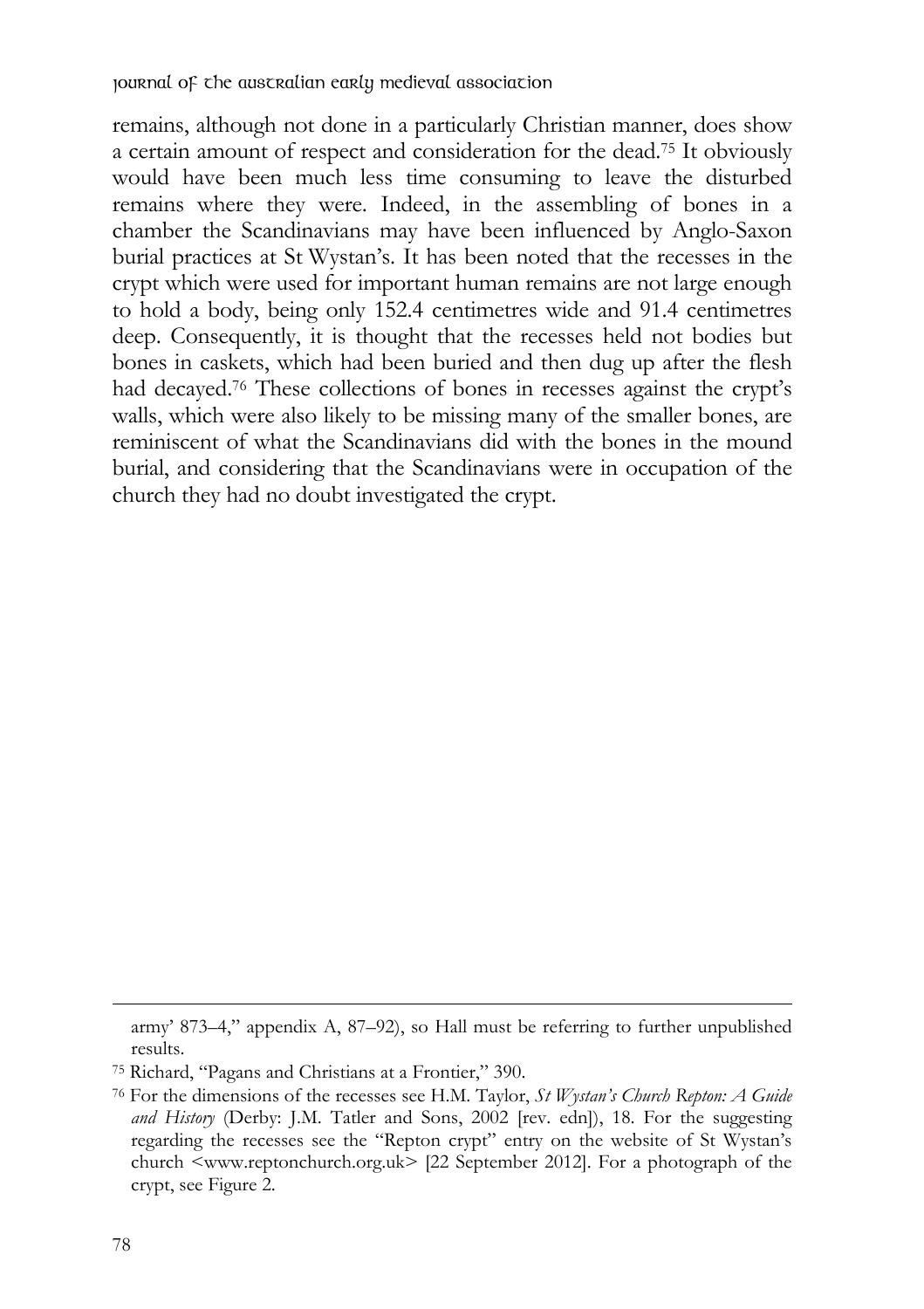remains, although not done in a particularly Christian manner, does show a certain amount of respect and consideration for the dead.[75] It obviously would have been much less time consuming to leave the disturbed remains where they were. Indeed, in the assembling of bones in a chamber the Scandinavians may have been influenced by Anglo-Saxon burial practices at St Wystan's. It has been noted that the recesses in the crypt which were used for important human remains are not large enough to hold a body, being only 152.4 centimetres wide and 91.4 centimetres deep. Consequently, it is thought that the recesses held not bodies but bones in caskets, which had been buried and then dug up after the flesh had decayed.[76] These collections of bones in recesses against the crypt's walls, which were also likely to be missing many of the smaller bones, are reminiscent of what the Scandinavians did with the bones in the mound burial, and considering that the Scandinavians were in occupation of the church they had no doubt investigated the crypt.

---

army' 873–4," appendix A, 87–92), so Hall must be referring to further unpublished results.

[75] Richard, "Pagans and Christians at a Frontier," 390.

[76] For the dimensions of the recesses see H.M. Taylor, *St Wystan's Church Repton: A Guide and History* (Derby: J.M. Tatler and Sons, 2002 [rev. edn]), 18. For the suggesting regarding the recesses see the "Repton crypt" entry on the website of St Wystan's church <www.reptonchurch.org.uk> [22 September 2012]. For a photograph of the crypt, see Figure 2.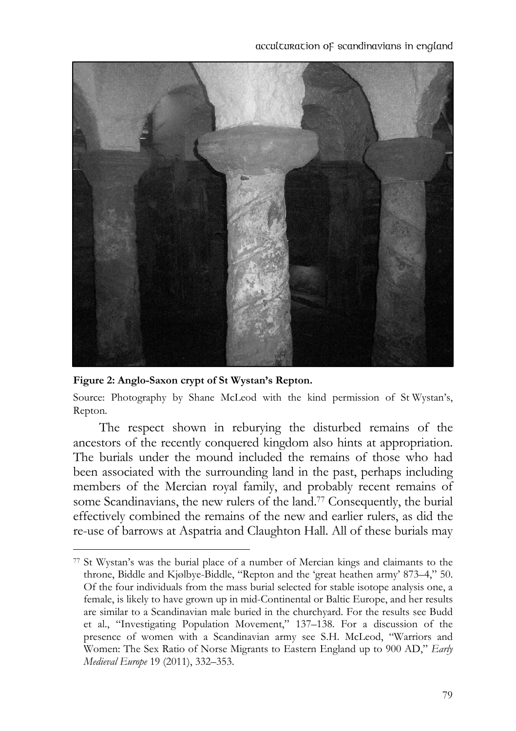**Figure 2: Anglo-Saxon crypt of St Wystan's Repton.**

Source: Photography by Shane McLeod with the kind permission of St Wystan's, Repton.

The respect shown in reburying the disturbed remains of the ancestors of the recently conquered kingdom also hints at appropriation. The burials under the mound included the remains of those who had been associated with the surrounding land in the past, perhaps including members of the Mercian royal family, and probably recent remains of some Scandinavians, the new rulers of the land.[77] Consequently, the burial effectively combined the remains of the new and earlier rulers, as did the re-use of barrows at Aspatria and Claughton Hall. All of these burials may

---

[77] St Wystan's was the burial place of a number of Mercian kings and claimants to the throne, Biddle and Kjølbye-Biddle, "Repton and the 'great heathen army' 873–4," 50. Of the four individuals from the mass burial selected for stable isotope analysis one, a female, is likely to have grown up in mid-Continental or Baltic Europe, and her results are similar to a Scandinavian male buried in the churchyard. For the results see Budd et al., "Investigating Population Movement," 137–138. For a discussion of the presence of women with a Scandinavian army see S.H. McLeod, "Warriors and Women: The Sex Ratio of Norse Migrants to Eastern England up to 900 AD," *Early Medieval Europe* 19 (2011), 332–353.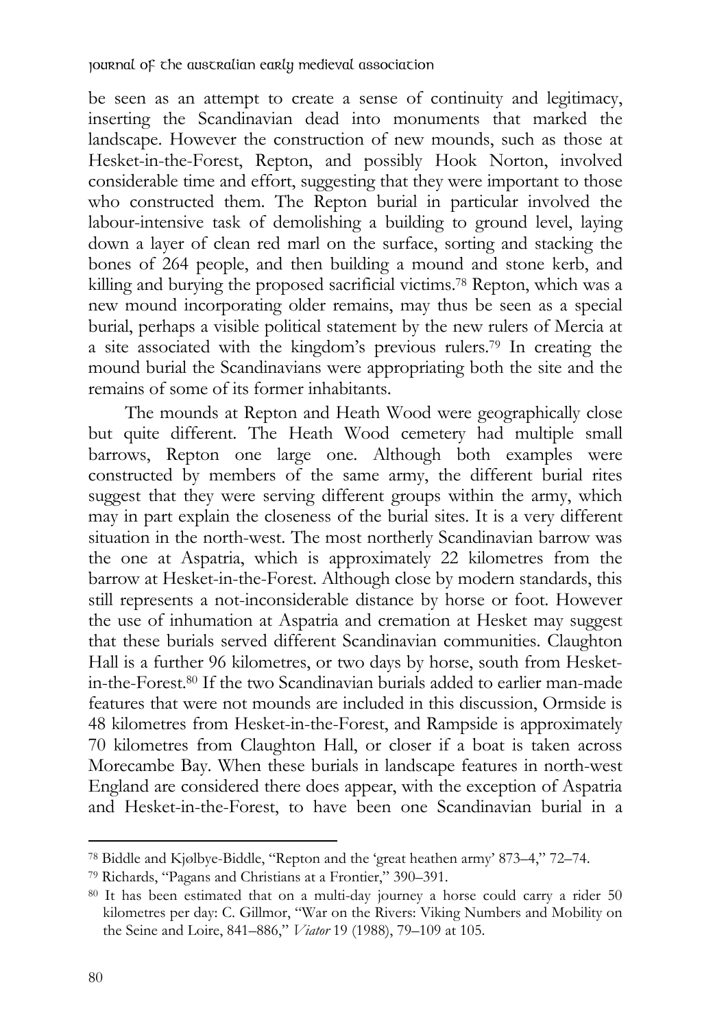be seen as an attempt to create a sense of continuity and legitimacy, inserting the Scandinavian dead into monuments that marked the landscape. However the construction of new mounds, such as those at Hesket-in-the-Forest, Repton, and possibly Hook Norton, involved considerable time and effort, suggesting that they were important to those who constructed them. The Repton burial in particular involved the labour-intensive task of demolishing a building to ground level, laying down a layer of clean red marl on the surface, sorting and stacking the bones of 264 people, and then building a mound and stone kerb, and killing and burying the proposed sacrificial victims.[78] Repton, which was a new mound incorporating older remains, may thus be seen as a special burial, perhaps a visible political statement by the new rulers of Mercia at a site associated with the kingdom's previous rulers.[79] In creating the mound burial the Scandinavians were appropriating both the site and the remains of some of its former inhabitants.

The mounds at Repton and Heath Wood were geographically close but quite different. The Heath Wood cemetery had multiple small barrows, Repton one large one. Although both examples were constructed by members of the same army, the different burial rites suggest that they were serving different groups within the army, which may in part explain the closeness of the burial sites. It is a very different situation in the north-west. The most northerly Scandinavian barrow was the one at Aspatria, which is approximately 22 kilometres from the barrow at Hesket-in-the-Forest. Although close by modern standards, this still represents a not-inconsiderable distance by horse or foot. However the use of inhumation at Aspatria and cremation at Hesket may suggest that these burials served different Scandinavian communities. Claughton Hall is a further 96 kilometres, or two days by horse, south from Hesket-in-the-Forest.[80] If the two Scandinavian burials added to earlier man-made features that were not mounds are included in this discussion, Ormside is 48 kilometres from Hesket-in-the-Forest, and Rampside is approximately 70 kilometres from Claughton Hall, or closer if a boat is taken across Morecambe Bay. When these burials in landscape features in north-west England are considered there does appear, with the exception of Aspatria and Hesket-in-the-Forest, to have been one Scandinavian burial in a

---

[78] Biddle and Kjølbye-Biddle, "Repton and the 'great heathen army' 873–4," 72–74.

[79] Richards, "Pagans and Christians at a Frontier," 390–391.

[80] It has been estimated that on a multi-day journey a horse could carry a rider 50 kilometres per day: C. Gillmor, "War on the Rivers: Viking Numbers and Mobility on the Seine and Loire, 841–886," *Viator* 19 (1988), 79–109 at 105.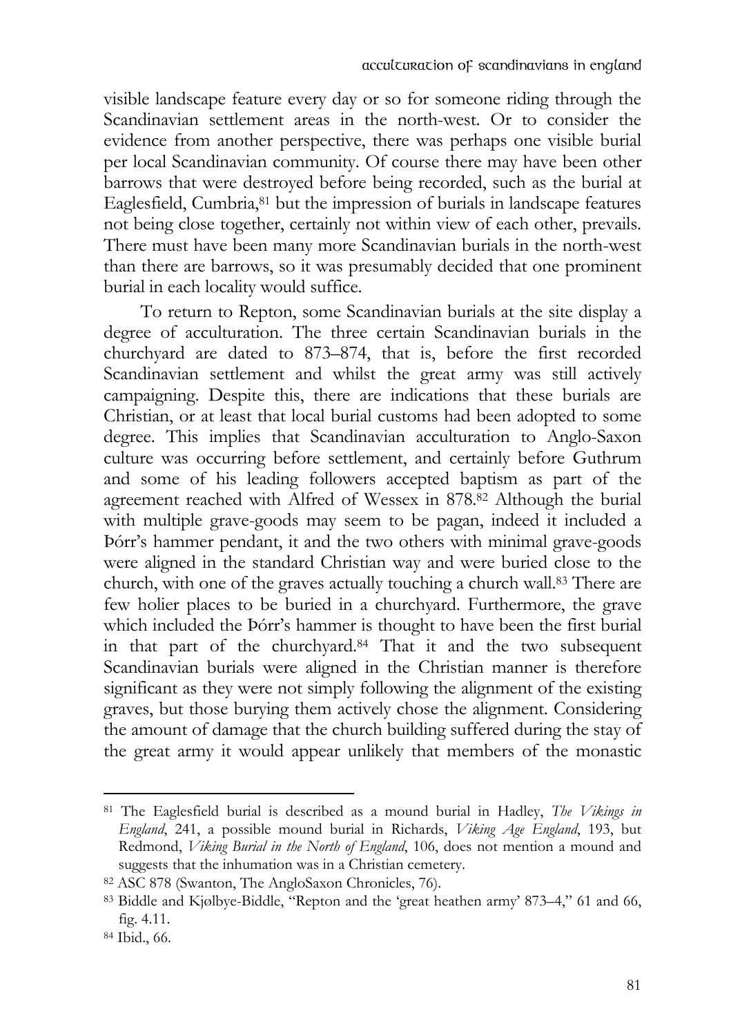visible landscape feature every day or so for someone riding through the Scandinavian settlement areas in the north-west. Or to consider the evidence from another perspective, there was perhaps one visible burial per local Scandinavian community. Of course there may have been other barrows that were destroyed before being recorded, such as the burial at Eaglesfield, Cumbria,[81] but the impression of burials in landscape features not being close together, certainly not within view of each other, prevails. There must have been many more Scandinavian burials in the north-west than there are barrows, so it was presumably decided that one prominent burial in each locality would suffice.

To return to Repton, some Scandinavian burials at the site display a degree of acculturation. The three certain Scandinavian burials in the churchyard are dated to 873–874, that is, before the first recorded Scandinavian settlement and whilst the great army was still actively campaigning. Despite this, there are indications that these burials are Christian, or at least that local burial customs had been adopted to some degree. This implies that Scandinavian acculturation to Anglo-Saxon culture was occurring before settlement, and certainly before Guthrum and some of his leading followers accepted baptism as part of the agreement reached with Alfred of Wessex in 878.[82] Although the burial with multiple grave-goods may seem to be pagan, indeed it included a Þórr's hammer pendant, it and the two others with minimal grave-goods were aligned in the standard Christian way and were buried close to the church, with one of the graves actually touching a church wall.[83] There are few holier places to be buried in a churchyard. Furthermore, the grave which included the Þórr's hammer is thought to have been the first burial in that part of the churchyard.[84] That it and the two subsequent Scandinavian burials were aligned in the Christian manner is therefore significant as they were not simply following the alignment of the existing graves, but those burying them actively chose the alignment. Considering the amount of damage that the church building suffered during the stay of the great army it would appear unlikely that members of the monastic

---

[81] The Eaglesfield burial is described as a mound burial in Hadley, *The Vikings in England*, 241, a possible mound burial in Richards, *Viking Age England*, 193, but Redmond, *Viking Burial in the North of England*, 106, does not mention a mound and suggests that the inhumation was in a Christian cemetery.

[82] ASC 878 (Swanton, The AngloSaxon Chronicles, 76).

[83] Biddle and Kjølbye-Biddle, "Repton and the 'great heathen army' 873–4," 61 and 66, fig. 4.11.

[84] Ibid., 66.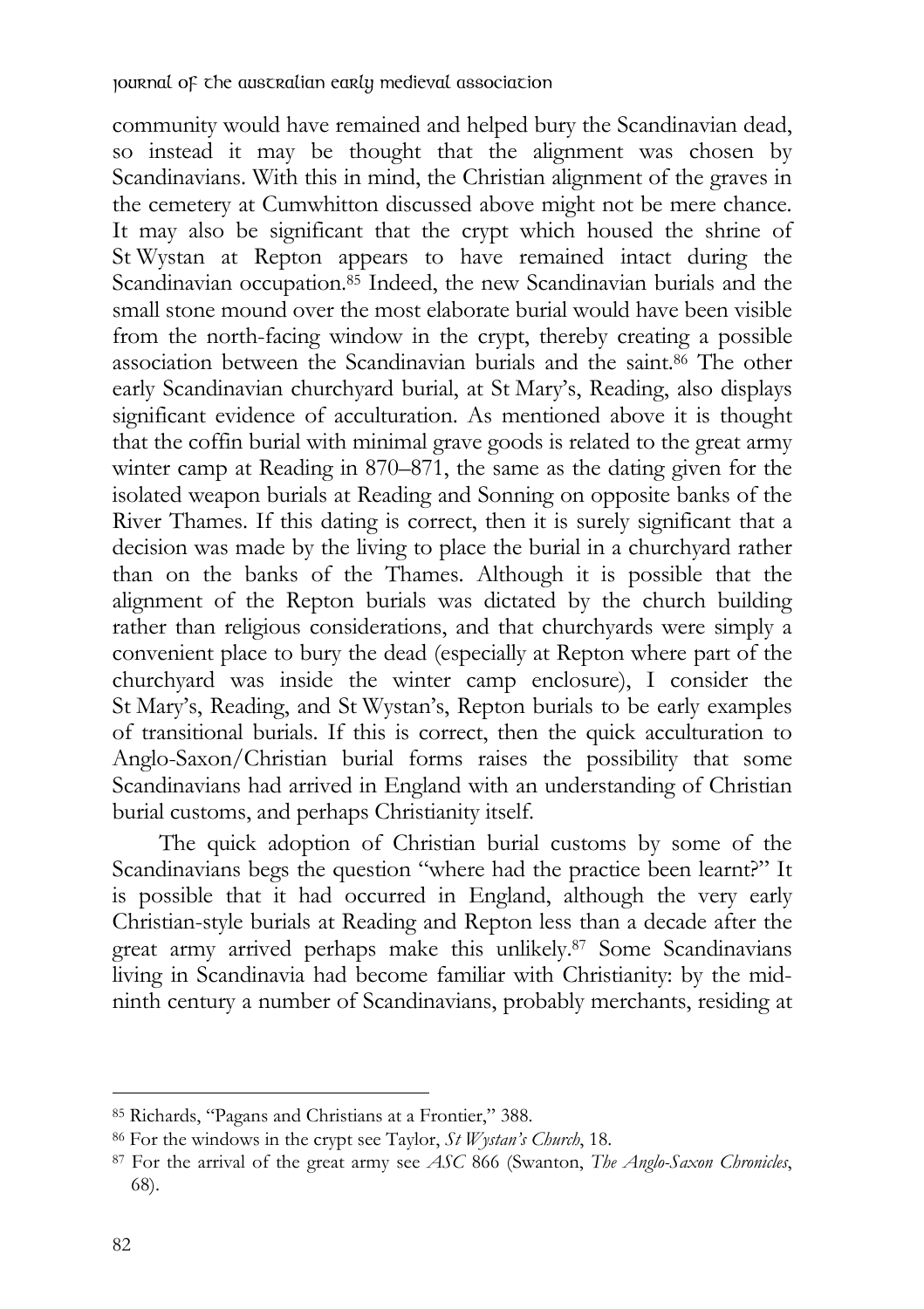community would have remained and helped bury the Scandinavian dead, so instead it may be thought that the alignment was chosen by Scandinavians. With this in mind, the Christian alignment of the graves in the cemetery at Cumwhitton discussed above might not be mere chance. It may also be significant that the crypt which housed the shrine of St Wystan at Repton appears to have remained intact during the Scandinavian occupation.[85] Indeed, the new Scandinavian burials and the small stone mound over the most elaborate burial would have been visible from the north-facing window in the crypt, thereby creating a possible association between the Scandinavian burials and the saint.[86] The other early Scandinavian churchyard burial, at St Mary's, Reading, also displays significant evidence of acculturation. As mentioned above it is thought that the coffin burial with minimal grave goods is related to the great army winter camp at Reading in 870–871, the same as the dating given for the isolated weapon burials at Reading and Sonning on opposite banks of the River Thames. If this dating is correct, then it is surely significant that a decision was made by the living to place the burial in a churchyard rather than on the banks of the Thames. Although it is possible that the alignment of the Repton burials was dictated by the church building rather than religious considerations, and that churchyards were simply a convenient place to bury the dead (especially at Repton where part of the churchyard was inside the winter camp enclosure), I consider the St Mary's, Reading, and St Wystan's, Repton burials to be early examples of transitional burials. If this is correct, then the quick acculturation to Anglo-Saxon/Christian burial forms raises the possibility that some Scandinavians had arrived in England with an understanding of Christian burial customs, and perhaps Christianity itself.

The quick adoption of Christian burial customs by some of the Scandinavians begs the question "where had the practice been learnt?" It is possible that it had occurred in England, although the very early Christian-style burials at Reading and Repton less than a decade after the great army arrived perhaps make this unlikely.[87] Some Scandinavians living in Scandinavia had become familiar with Christianity: by the mid-ninth century a number of Scandinavians, probably merchants, residing at

[85] Richards, "Pagans and Christians at a Frontier," 388.

[86] For the windows in the crypt see Taylor, *St Wystan's Church*, 18.

[87] For the arrival of the great army see *ASC* 866 (Swanton, *The Anglo-Saxon Chronicles*, 68).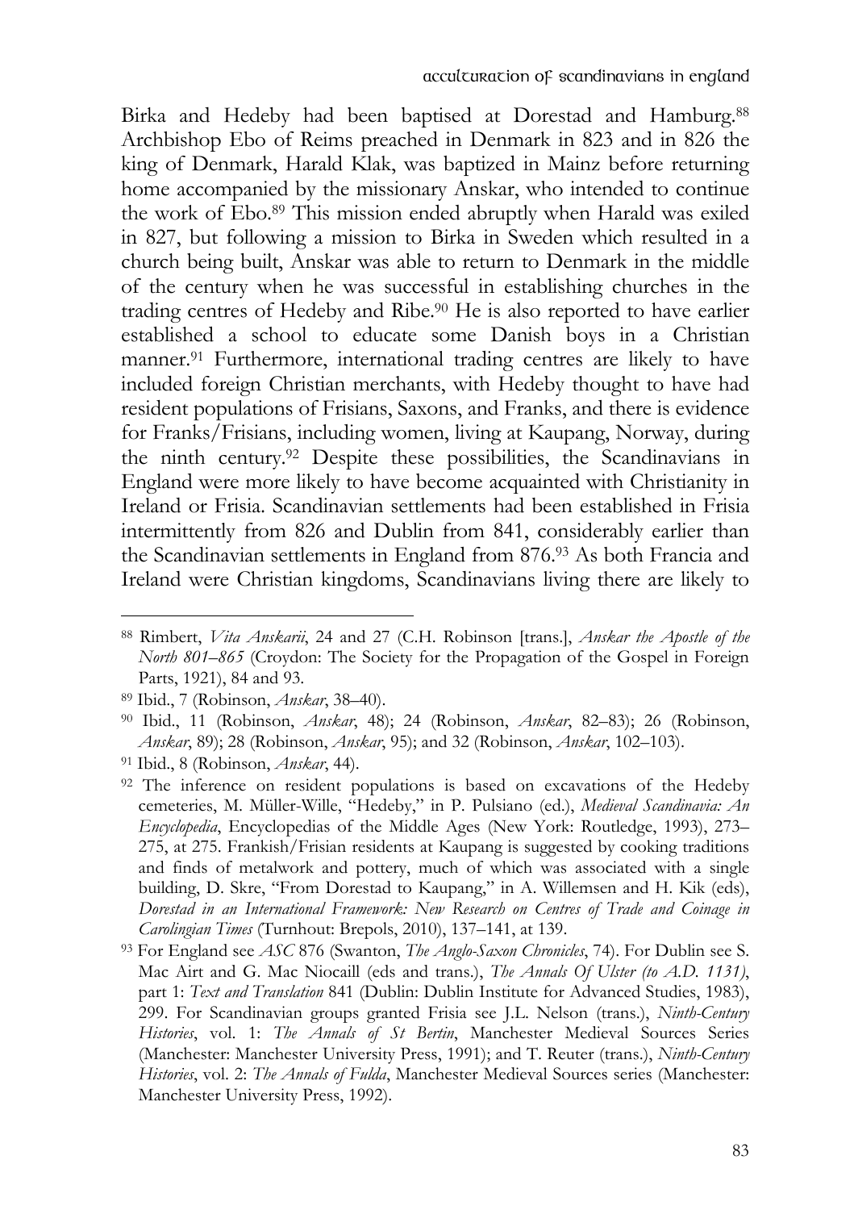Birka and Hedeby had been baptised at Dorestad and Hamburg.[88] Archbishop Ebo of Reims preached in Denmark in 823 and in 826 the king of Denmark, Harald Klak, was baptized in Mainz before returning home accompanied by the missionary Anskar, who intended to continue the work of Ebo.[89] This mission ended abruptly when Harald was exiled in 827, but following a mission to Birka in Sweden which resulted in a church being built, Anskar was able to return to Denmark in the middle of the century when he was successful in establishing churches in the trading centres of Hedeby and Ribe.[90] He is also reported to have earlier established a school to educate some Danish boys in a Christian manner.[91] Furthermore, international trading centres are likely to have included foreign Christian merchants, with Hedeby thought to have had resident populations of Frisians, Saxons, and Franks, and there is evidence for Franks/Frisians, including women, living at Kaupang, Norway, during the ninth century.[92] Despite these possibilities, the Scandinavians in England were more likely to have become acquainted with Christianity in Ireland or Frisia. Scandinavian settlements had been established in Frisia intermittently from 826 and Dublin from 841, considerably earlier than the Scandinavian settlements in England from 876.[93] As both Francia and Ireland were Christian kingdoms, Scandinavians living there are likely to

---

[88] Rimbert, *Vita Anskarii*, 24 and 27 (C.H. Robinson [trans.], *Anskar the Apostle of the North 801–865* (Croydon: The Society for the Propagation of the Gospel in Foreign Parts, 1921), 84 and 93.

[89] Ibid., 7 (Robinson, *Anskar*, 38–40).

[90] Ibid., 11 (Robinson, *Anskar*, 48); 24 (Robinson, *Anskar*, 82–83); 26 (Robinson, *Anskar*, 89); 28 (Robinson, *Anskar*, 95); and 32 (Robinson, *Anskar*, 102–103).

[91] Ibid., 8 (Robinson, *Anskar*, 44).

[92] The inference on resident populations is based on excavations of the Hedeby cemeteries, M. Müller-Wille, "Hedeby," in P. Pulsiano (ed.), *Medieval Scandinavia: An Encyclopedia*, Encyclopedias of the Middle Ages (New York: Routledge, 1993), 273–275, at 275. Frankish/Frisian residents at Kaupang is suggested by cooking traditions and finds of metalwork and pottery, much of which was associated with a single building, D. Skre, "From Dorestad to Kaupang," in A. Willemsen and H. Kik (eds), *Dorestad in an International Framework: New Research on Centres of Trade and Coinage in Carolingian Times* (Turnhout: Brepols, 2010), 137–141, at 139.

[93] For England see *ASC* 876 (Swanton, *The Anglo-Saxon Chronicles*, 74). For Dublin see S. Mac Airt and G. Mac Niocaill (eds and trans.), *The Annals Of Ulster (to A.D. 1131)*, part 1: *Text and Translation* 841 (Dublin: Dublin Institute for Advanced Studies, 1983), 299. For Scandinavian groups granted Frisia see J.L. Nelson (trans.), *Ninth-Century Histories*, vol. 1: *The Annals of St Bertin*, Manchester Medieval Sources Series (Manchester: Manchester University Press, 1991); and T. Reuter (trans.), *Ninth-Century Histories*, vol. 2: *The Annals of Fulda*, Manchester Medieval Sources series (Manchester: Manchester University Press, 1992).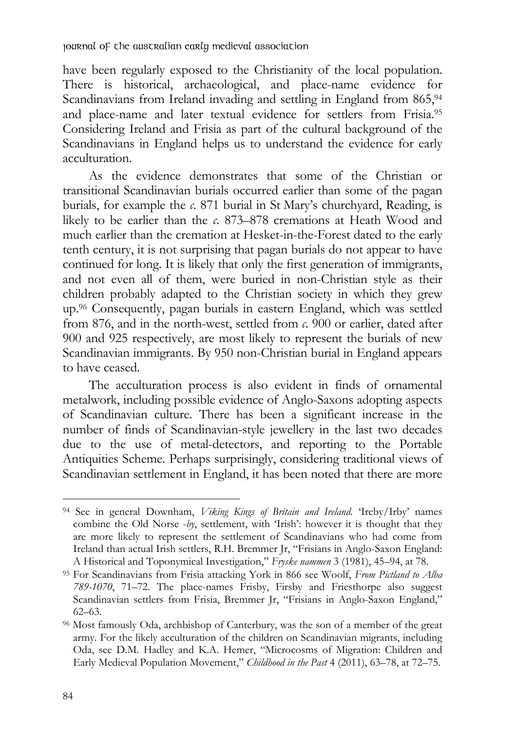have been regularly exposed to the Christianity of the local population. There is historical, archaeological, and place-name evidence for Scandinavians from Ireland invading and settling in England from 865,[94] and place-name and later textual evidence for settlers from Frisia.[95] Considering Ireland and Frisia as part of the cultural background of the Scandinavians in England helps us to understand the evidence for early acculturation.

As the evidence demonstrates that some of the Christian or transitional Scandinavian burials occurred earlier than some of the pagan burials, for example the *c.* 871 burial in St Mary's churchyard, Reading, is likely to be earlier than the *c.* 873–878 cremations at Heath Wood and much earlier than the cremation at Hesket-in-the-Forest dated to the early tenth century, it is not surprising that pagan burials do not appear to have continued for long. It is likely that only the first generation of immigrants, and not even all of them, were buried in non-Christian style as their children probably adapted to the Christian society in which they grew up.[96] Consequently, pagan burials in eastern England, which was settled from 876, and in the north-west, settled from *c.* 900 or earlier, dated after 900 and 925 respectively, are most likely to represent the burials of new Scandinavian immigrants. By 950 non-Christian burial in England appears to have ceased.

The acculturation process is also evident in finds of ornamental metalwork, including possible evidence of Anglo-Saxons adopting aspects of Scandinavian culture. There has been a significant increase in the number of finds of Scandinavian-style jewellery in the last two decades due to the use of metal-detectors, and reporting to the Portable Antiquities Scheme. Perhaps surprisingly, considering traditional views of Scandinavian settlement in England, it has been noted that there are more

---

[94] See in general Downham, *Viking Kings of Britain and Ireland*. 'Ireby/Irby' names combine the Old Norse *-by*, settlement, with 'Irish': however it is thought that they are more likely to represent the settlement of Scandinavians who had come from Ireland than actual Irish settlers, R.H. Bremmer Jr, "Frisians in Anglo-Saxon England: A Historical and Toponymical Investigation," *Fryske nammen* 3 (1981), 45–94, at 78.

[95] For Scandinavians from Frisia attacking York in 866 see Woolf, *From Pictland to Alba 789-1070*, 71–72. The place-names Frisby, Firsby and Friesthorpe also suggest Scandinavian settlers from Frisia, Bremmer Jr, "Frisians in Anglo-Saxon England," 62–63.

[96] Most famously Oda, archbishop of Canterbury, was the son of a member of the great army. For the likely acculturation of the children on Scandinavian migrants, including Oda, see D.M. Hadley and K.A. Hemer, "Microcosms of Migration: Children and Early Medieval Population Movement," *Childhood in the Past* 4 (2011), 63–78, at 72–75.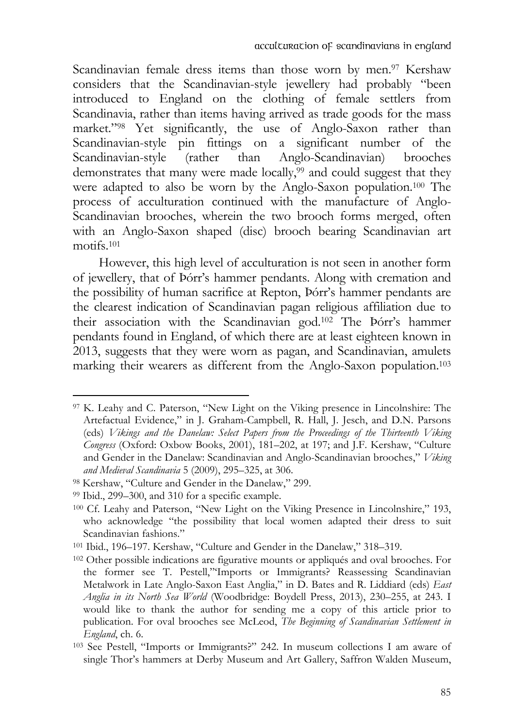Scandinavian female dress items than those worn by men.[97] Kershaw considers that the Scandinavian-style jewellery had probably "been introduced to England on the clothing of female settlers from Scandinavia, rather than items having arrived as trade goods for the mass market."[98] Yet significantly, the use of Anglo-Saxon rather than Scandinavian-style pin fittings on a significant number of the Scandinavian-style (rather than Anglo-Scandinavian) brooches demonstrates that many were made locally,[99] and could suggest that they were adapted to also be worn by the Anglo-Saxon population.[100] The process of acculturation continued with the manufacture of Anglo-Scandinavian brooches, wherein the two brooch forms merged, often with an Anglo-Saxon shaped (disc) brooch bearing Scandinavian art motifs.[101]

However, this high level of acculturation is not seen in another form of jewellery, that of Þórr's hammer pendants. Along with cremation and the possibility of human sacrifice at Repton, Þórr's hammer pendants are the clearest indication of Scandinavian pagan religious affiliation due to their association with the Scandinavian god.[102] The Þórr's hammer pendants found in England, of which there are at least eighteen known in 2013, suggests that they were worn as pagan, and Scandinavian, amulets marking their wearers as different from the Anglo-Saxon population.[103]

---

[97] K. Leahy and C. Paterson, "New Light on the Viking presence in Lincolnshire: The Artefactual Evidence," in J. Graham-Campbell, R. Hall, J. Jesch, and D.N. Parsons (eds) *Vikings and the Danelaw: Select Papers from the Proceedings of the Thirteenth Viking Congress* (Oxford: Oxbow Books, 2001), 181–202, at 197; and J.F. Kershaw, "Culture and Gender in the Danelaw: Scandinavian and Anglo-Scandinavian brooches," *Viking and Medieval Scandinavia* 5 (2009), 295–325, at 306.

[98] Kershaw, "Culture and Gender in the Danelaw," 299.

[99] Ibid., 299–300, and 310 for a specific example.

[100] Cf. Leahy and Paterson, "New Light on the Viking Presence in Lincolnshire," 193, who acknowledge "the possibility that local women adapted their dress to suit Scandinavian fashions."

[101] Ibid., 196–197. Kershaw, "Culture and Gender in the Danelaw," 318–319.

[102] Other possible indications are figurative mounts or appliqués and oval brooches. For the former see T. Pestell,"Imports or Immigrants? Reassessing Scandinavian Metalwork in Late Anglo-Saxon East Anglia," in D. Bates and R. Liddiard (eds) *East Anglia in its North Sea World* (Woodbridge: Boydell Press, 2013), 230–255, at 243. I would like to thank the author for sending me a copy of this article prior to publication. For oval brooches see McLeod, *The Beginning of Scandinavian Settlement in England*, ch. 6.

[103] See Pestell, "Imports or Immigrants?" 242. In museum collections I am aware of single Thor's hammers at Derby Museum and Art Gallery, Saffron Walden Museum,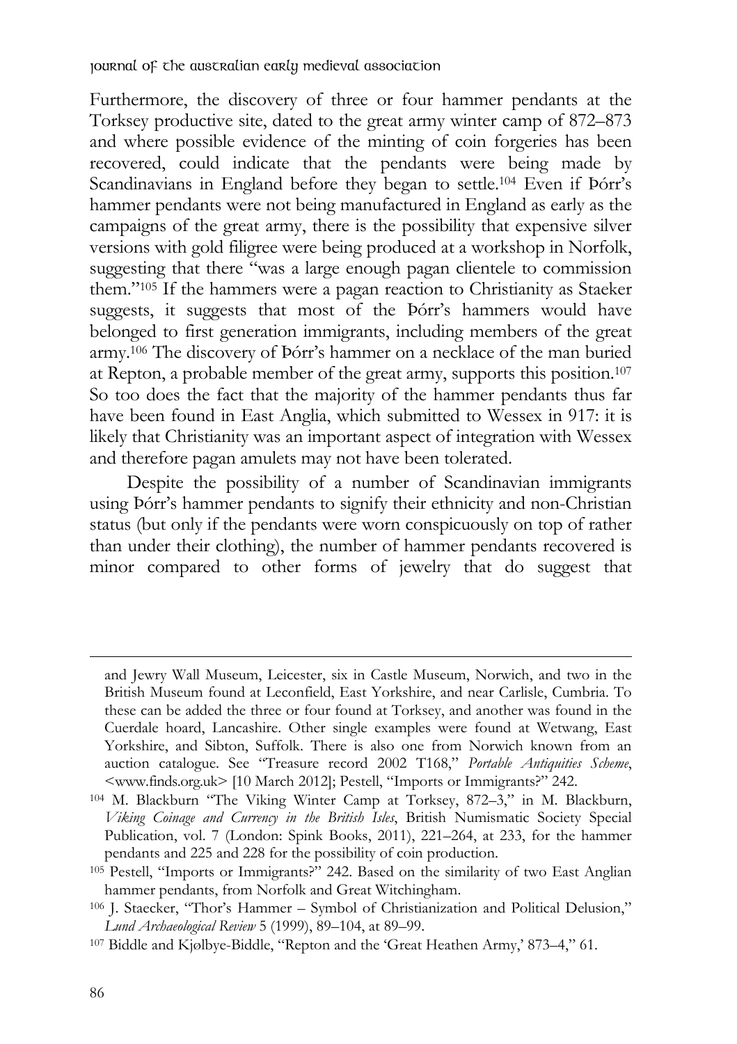Furthermore, the discovery of three or four hammer pendants at the Torksey productive site, dated to the great army winter camp of 872–873 and where possible evidence of the minting of coin forgeries has been recovered, could indicate that the pendants were being made by Scandinavians in England before they began to settle.[104] Even if Þórr's hammer pendants were not being manufactured in England as early as the campaigns of the great army, there is the possibility that expensive silver versions with gold filigree were being produced at a workshop in Norfolk, suggesting that there "was a large enough pagan clientele to commission them."[105] If the hammers were a pagan reaction to Christianity as Staeker suggests, it suggests that most of the Þórr's hammers would have belonged to first generation immigrants, including members of the great army.[106] The discovery of Þórr's hammer on a necklace of the man buried at Repton, a probable member of the great army, supports this position.[107] So too does the fact that the majority of the hammer pendants thus far have been found in East Anglia, which submitted to Wessex in 917: it is likely that Christianity was an important aspect of integration with Wessex and therefore pagan amulets may not have been tolerated.

Despite the possibility of a number of Scandinavian immigrants using Þórr's hammer pendants to signify their ethnicity and non-Christian status (but only if the pendants were worn conspicuously on top of rather than under their clothing), the number of hammer pendants recovered is minor compared to other forms of jewelry that do suggest that

---

and Jewry Wall Museum, Leicester, six in Castle Museum, Norwich, and two in the British Museum found at Leconfield, East Yorkshire, and near Carlisle, Cumbria. To these can be added the three or four found at Torksey, and another was found in the Cuerdale hoard, Lancashire. Other single examples were found at Wetwang, East Yorkshire, and Sibton, Suffolk. There is also one from Norwich known from an auction catalogue. See "Treasure record 2002 T168," *Portable Antiquities Scheme*, <www.finds.org.uk> [10 March 2012]; Pestell, "Imports or Immigrants?" 242.

[104] M. Blackburn "The Viking Winter Camp at Torksey, 872–3," in M. Blackburn, *Viking Coinage and Currency in the British Isles*, British Numismatic Society Special Publication, vol. 7 (London: Spink Books, 2011), 221–264, at 233, for the hammer pendants and 225 and 228 for the possibility of coin production.

[105] Pestell, "Imports or Immigrants?" 242. Based on the similarity of two East Anglian hammer pendants, from Norfolk and Great Witchingham.

[106] J. Staecker, "Thor's Hammer – Symbol of Christianization and Political Delusion," *Lund Archaeological Review* 5 (1999), 89–104, at 89–99.

[107] Biddle and Kjølbye-Biddle, "Repton and the 'Great Heathen Army,' 873–4," 61.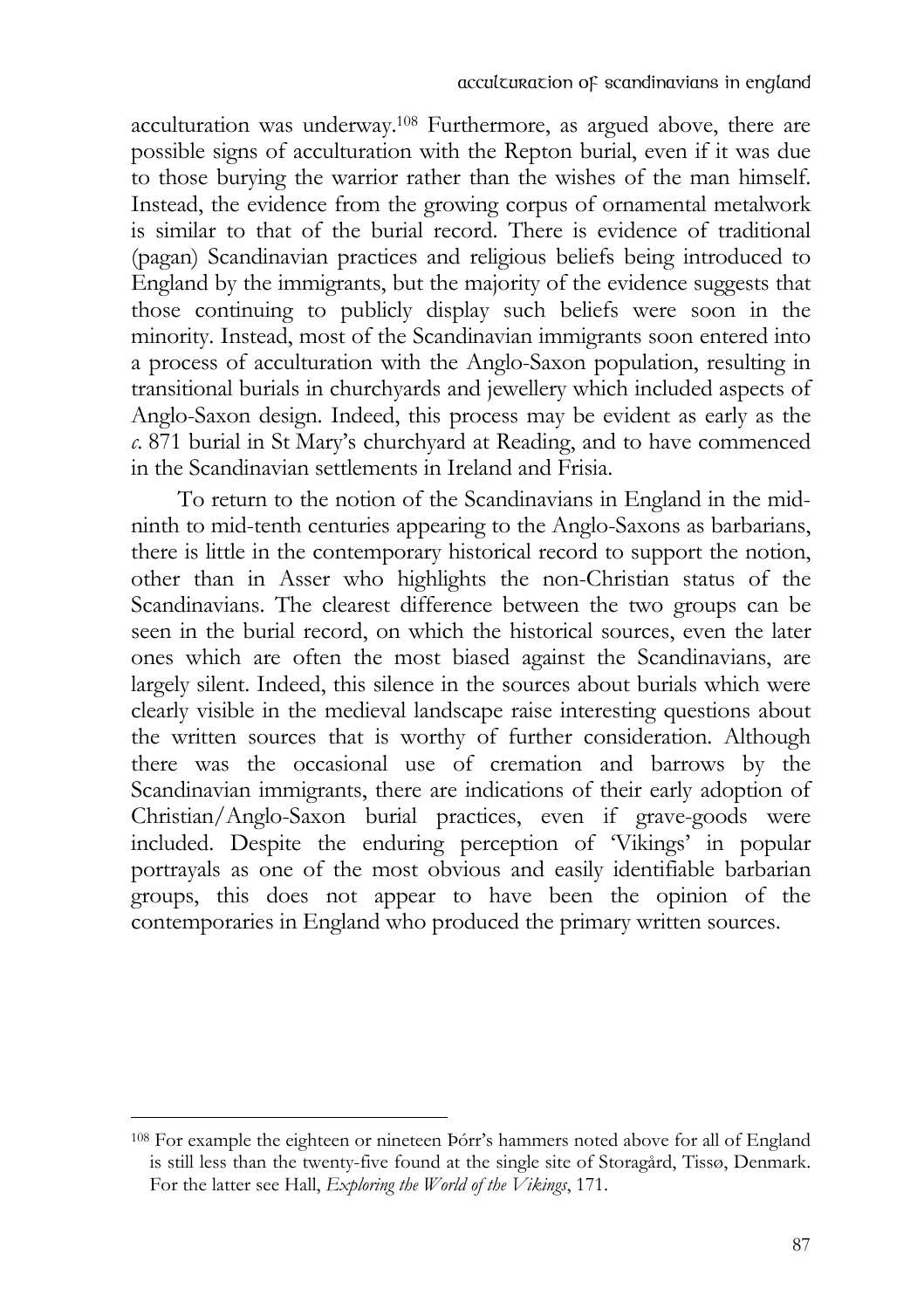acculturation was underway.[108] Furthermore, as argued above, there are possible signs of acculturation with the Repton burial, even if it was due to those burying the warrior rather than the wishes of the man himself. Instead, the evidence from the growing corpus of ornamental metalwork is similar to that of the burial record. There is evidence of traditional (pagan) Scandinavian practices and religious beliefs being introduced to England by the immigrants, but the majority of the evidence suggests that those continuing to publicly display such beliefs were soon in the minority. Instead, most of the Scandinavian immigrants soon entered into a process of acculturation with the Anglo-Saxon population, resulting in transitional burials in churchyards and jewellery which included aspects of Anglo-Saxon design. Indeed, this process may be evident as early as the *c.* 871 burial in St Mary's churchyard at Reading, and to have commenced in the Scandinavian settlements in Ireland and Frisia.

To return to the notion of the Scandinavians in England in the mid-ninth to mid-tenth centuries appearing to the Anglo-Saxons as barbarians, there is little in the contemporary historical record to support the notion, other than in Asser who highlights the non-Christian status of the Scandinavians. The clearest difference between the two groups can be seen in the burial record, on which the historical sources, even the later ones which are often the most biased against the Scandinavians, are largely silent. Indeed, this silence in the sources about burials which were clearly visible in the medieval landscape raise interesting questions about the written sources that is worthy of further consideration. Although there was the occasional use of cremation and barrows by the Scandinavian immigrants, there are indications of their early adoption of Christian/Anglo-Saxon burial practices, even if grave-goods were included. Despite the enduring perception of 'Vikings' in popular portrayals as one of the most obvious and easily identifiable barbarian groups, this does not appear to have been the opinion of the contemporaries in England who produced the primary written sources.

[108] For example the eighteen or nineteen Þórr's hammers noted above for all of England is still less than the twenty-five found at the single site of Storagård, Tissø, Denmark. For the latter see Hall, *Exploring the World of the Vikings*, 171.